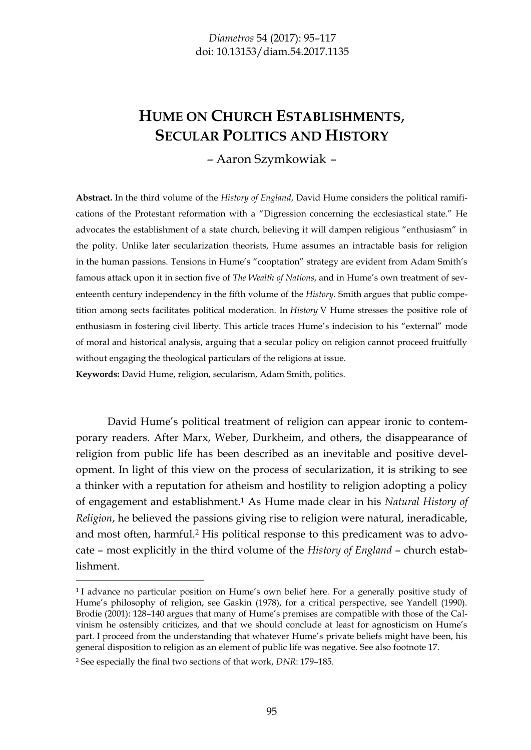# HUME ON CHURCH ESTABLISHMENTS, SECULAR POLITICS AND HISTORY

– Aaron Szymkowiak –

**Abstract.** In the third volume of the *History of England*, David Hume considers the political ramifications of the Protestant reformation with a "Digression concerning the ecclesiastical state." He advocates the establishment of a state church, believing it will dampen religious "enthusiasm" in the polity. Unlike later secularization theorists, Hume assumes an intractable basis for religion in the human passions. Tensions in Hume's "cooptation" strategy are evident from Adam Smith's famous attack upon it in section five of *The Wealth of Nations*, and in Hume's own treatment of seventeenth century independency in the fifth volume of the *History*. Smith argues that public competition among sects facilitates political moderation. In *History* V Hume stresses the positive role of enthusiasm in fostering civil liberty. This article traces Hume's indecision to his "external" mode of moral and historical analysis, arguing that a secular policy on religion cannot proceed fruitfully without engaging the theological particulars of the religions at issue.

**Keywords:** David Hume, religion, secularism, Adam Smith, politics.

David Hume's political treatment of religion can appear ironic to contemporary readers. After Marx, Weber, Durkheim, and others, the disappearance of religion from public life has been described as an inevitable and positive development. In light of this view on the process of secularization, it is striking to see a thinker with a reputation for atheism and hostility to religion adopting a policy of engagement and establishment.[1] As Hume made clear in his *Natural History of Religion*, he believed the passions giving rise to religion were natural, ineradicable, and most often, harmful.[2] His political response to this predicament was to advocate – most explicitly in the third volume of the *History of England* – church establishment.

[1] I advance no particular position on Hume's own belief here. For a generally positive study of Hume's philosophy of religion, see Gaskin (1978), for a critical perspective, see Yandell (1990). Brodie (2001): 128–140 argues that many of Hume's premises are compatible with those of the Calvinism he ostensibly criticizes, and that we should conclude at least for agnosticism on Hume's part. I proceed from the understanding that whatever Hume's private beliefs might have been, his general disposition to religion as an element of public life was negative. See also footnote 17.

[2] See especially the final two sections of that work, *DNR*: 179–185.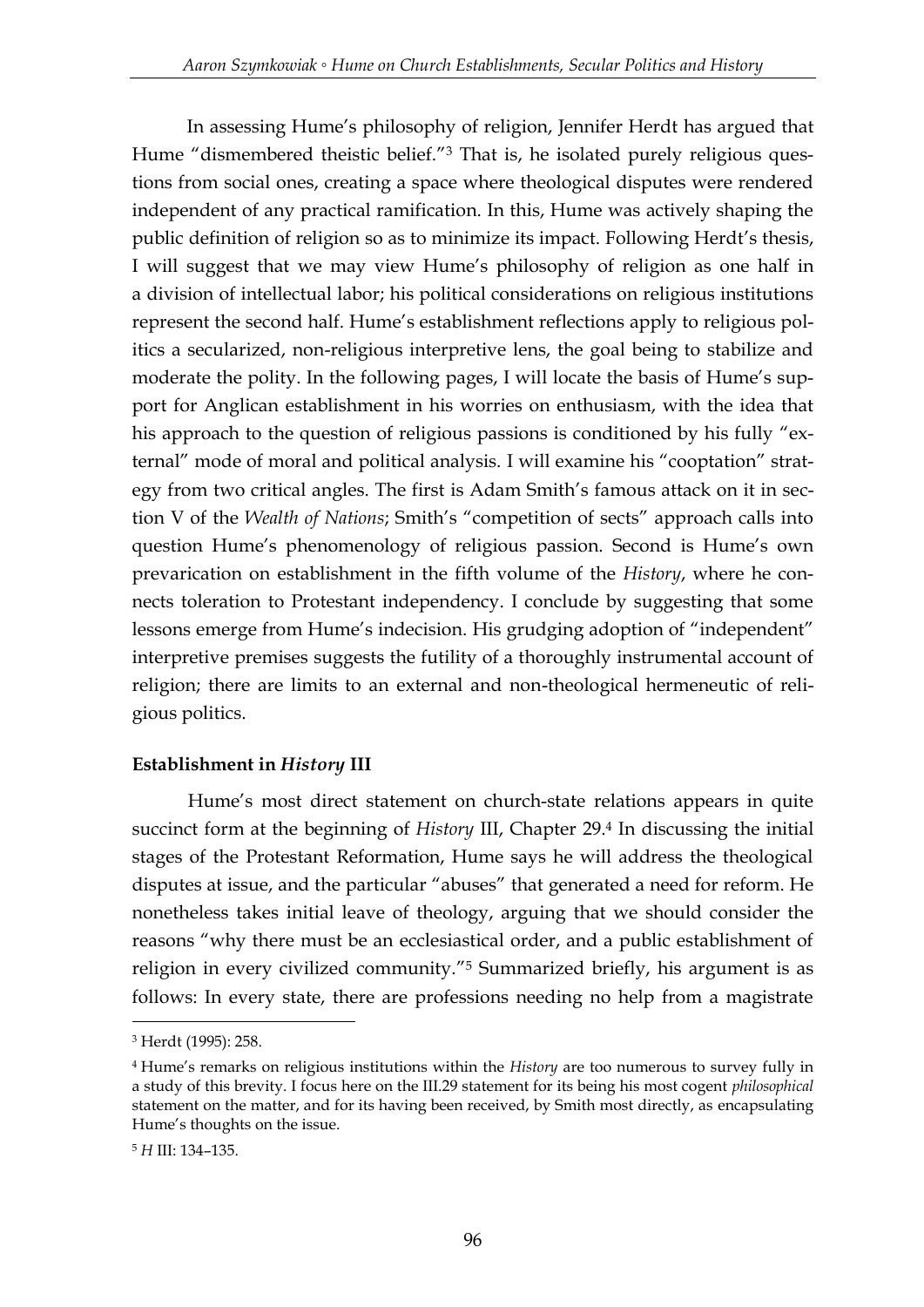In assessing Hume's philosophy of religion, Jennifer Herdt has argued that Hume "dismembered theistic belief."[3] That is, he isolated purely religious questions from social ones, creating a space where theological disputes were rendered independent of any practical ramification. In this, Hume was actively shaping the public definition of religion so as to minimize its impact. Following Herdt's thesis, I will suggest that we may view Hume's philosophy of religion as one half in a division of intellectual labor; his political considerations on religious institutions represent the second half. Hume's establishment reflections apply to religious politics a secularized, non-religious interpretive lens, the goal being to stabilize and moderate the polity. In the following pages, I will locate the basis of Hume's support for Anglican establishment in his worries on enthusiasm, with the idea that his approach to the question of religious passions is conditioned by his fully "external" mode of moral and political analysis. I will examine his "cooptation" strategy from two critical angles. The first is Adam Smith's famous attack on it in section V of the *Wealth of Nations*; Smith's "competition of sects" approach calls into question Hume's phenomenology of religious passion. Second is Hume's own prevarication on establishment in the fifth volume of the *History*, where he connects toleration to Protestant independency. I conclude by suggesting that some lessons emerge from Hume's indecision. His grudging adoption of "independent" interpretive premises suggests the futility of a thoroughly instrumental account of religion; there are limits to an external and non-theological hermeneutic of religious politics.

**Establishment in *History* III**

Hume's most direct statement on church-state relations appears in quite succinct form at the beginning of *History* III, Chapter 29.[4] In discussing the initial stages of the Protestant Reformation, Hume says he will address the theological disputes at issue, and the particular "abuses" that generated a need for reform. He nonetheless takes initial leave of theology, arguing that we should consider the reasons "why there must be an ecclesiastical order, and a public establishment of religion in every civilized community."[5] Summarized briefly, his argument is as follows: In every state, there are professions needing no help from a magistrate

---

[3] Herdt (1995): 258.

[4] Hume's remarks on religious institutions within the *History* are too numerous to survey fully in a study of this brevity. I focus here on the III.29 statement for its being his most cogent *philosophical* statement on the matter, and for its having been received, by Smith most directly, as encapsulating Hume's thoughts on the issue.

[5] *H* III: 134–135.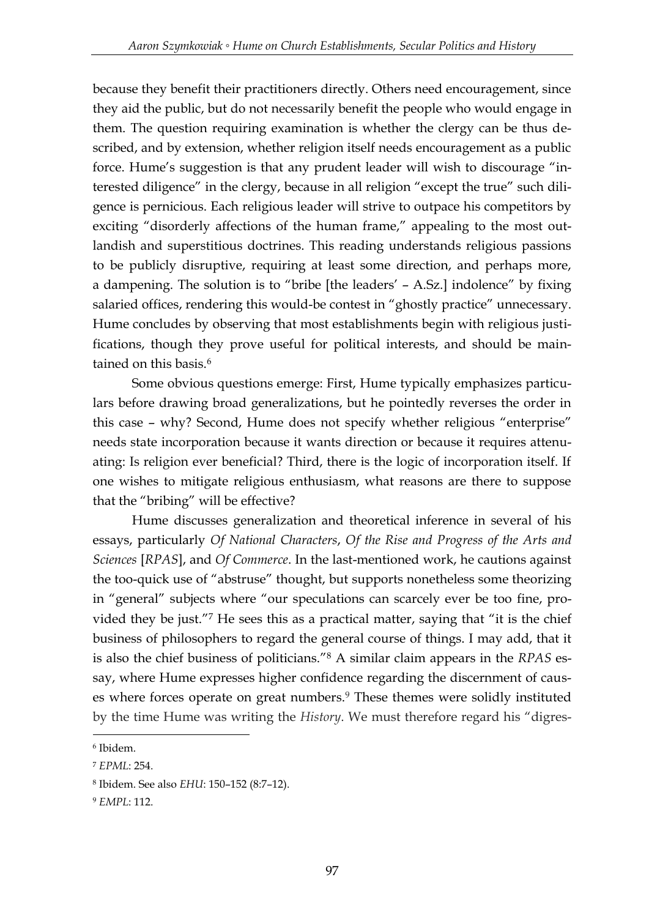because they benefit their practitioners directly. Others need encouragement, since they aid the public, but do not necessarily benefit the people who would engage in them. The question requiring examination is whether the clergy can be thus described, and by extension, whether religion itself needs encouragement as a public force. Hume's suggestion is that any prudent leader will wish to discourage "interested diligence" in the clergy, because in all religion "except the true" such diligence is pernicious. Each religious leader will strive to outpace his competitors by exciting "disorderly affections of the human frame," appealing to the most outlandish and superstitious doctrines. This reading understands religious passions to be publicly disruptive, requiring at least some direction, and perhaps more, a dampening. The solution is to "bribe [the leaders' – A.Sz.] indolence" by fixing salaried offices, rendering this would-be contest in "ghostly practice" unnecessary. Hume concludes by observing that most establishments begin with religious justifications, though they prove useful for political interests, and should be maintained on this basis.[6]

Some obvious questions emerge: First, Hume typically emphasizes particulars before drawing broad generalizations, but he pointedly reverses the order in this case – why? Second, Hume does not specify whether religious "enterprise" needs state incorporation because it wants direction or because it requires attenuating: Is religion ever beneficial? Third, there is the logic of incorporation itself. If one wishes to mitigate religious enthusiasm, what reasons are there to suppose that the "bribing" will be effective?

Hume discusses generalization and theoretical inference in several of his essays, particularly *Of National Characters*, *Of the Rise and Progress of the Arts and Sciences* [*RPAS*], and *Of Commerce*. In the last-mentioned work, he cautions against the too-quick use of "abstruse" thought, but supports nonetheless some theorizing in "general" subjects where "our speculations can scarcely ever be too fine, provided they be just."[7] He sees this as a practical matter, saying that "it is the chief business of philosophers to regard the general course of things. I may add, that it is also the chief business of politicians."[8] A similar claim appears in the *RPAS* essay, where Hume expresses higher confidence regarding the discernment of causes where forces operate on great numbers.[9] These themes were solidly instituted by the time Hume was writing the *History*. We must therefore regard his "digres-

---

[6] Ibidem.

[7] *EPML*: 254.

[8] Ibidem. See also *EHU*: 150–152 (8:7–12).

[9] *EMPL*: 112.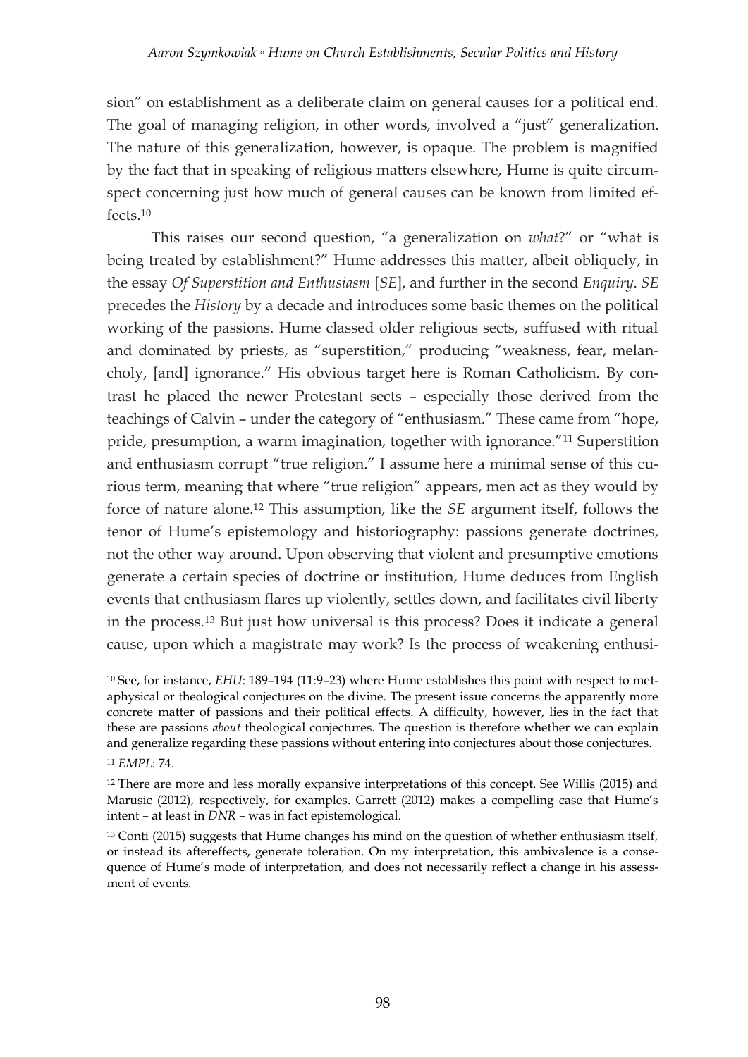sion" on establishment as a deliberate claim on general causes for a political end. The goal of managing religion, in other words, involved a "just" generalization. The nature of this generalization, however, is opaque. The problem is magnified by the fact that in speaking of religious matters elsewhere, Hume is quite circumspect concerning just how much of general causes can be known from limited effects.[10]

This raises our second question, "a generalization on *what*?" or "what is being treated by establishment?" Hume addresses this matter, albeit obliquely, in the essay *Of Superstition and Enthusiasm* [*SE*], and further in the second *Enquiry*. *SE* precedes the *History* by a decade and introduces some basic themes on the political working of the passions. Hume classed older religious sects, suffused with ritual and dominated by priests, as "superstition," producing "weakness, fear, melancholy, [and] ignorance." His obvious target here is Roman Catholicism. By contrast he placed the newer Protestant sects – especially those derived from the teachings of Calvin – under the category of "enthusiasm." These came from "hope, pride, presumption, a warm imagination, together with ignorance."[11] Superstition and enthusiasm corrupt "true religion." I assume here a minimal sense of this curious term, meaning that where "true religion" appears, men act as they would by force of nature alone.[12] This assumption, like the *SE* argument itself, follows the tenor of Hume's epistemology and historiography: passions generate doctrines, not the other way around. Upon observing that violent and presumptive emotions generate a certain species of doctrine or institution, Hume deduces from English events that enthusiasm flares up violently, settles down, and facilitates civil liberty in the process.[13] But just how universal is this process? Does it indicate a general cause, upon which a magistrate may work? Is the process of weakening enthusi-

---

[10] See, for instance, *EHU*: 189–194 (11:9–23) where Hume establishes this point with respect to metaphysical or theological conjectures on the divine. The present issue concerns the apparently more concrete matter of passions and their political effects. A difficulty, however, lies in the fact that these are passions *about* theological conjectures. The question is therefore whether we can explain and generalize regarding these passions without entering into conjectures about those conjectures.

[11] *EMPL*: 74.

[12] There are more and less morally expansive interpretations of this concept. See Willis (2015) and Marusic (2012), respectively, for examples. Garrett (2012) makes a compelling case that Hume's intent – at least in *DNR* – was in fact epistemological.

[13] Conti (2015) suggests that Hume changes his mind on the question of whether enthusiasm itself, or instead its aftereffects, generate toleration. On my interpretation, this ambivalence is a consequence of Hume's mode of interpretation, and does not necessarily reflect a change in his assessment of events.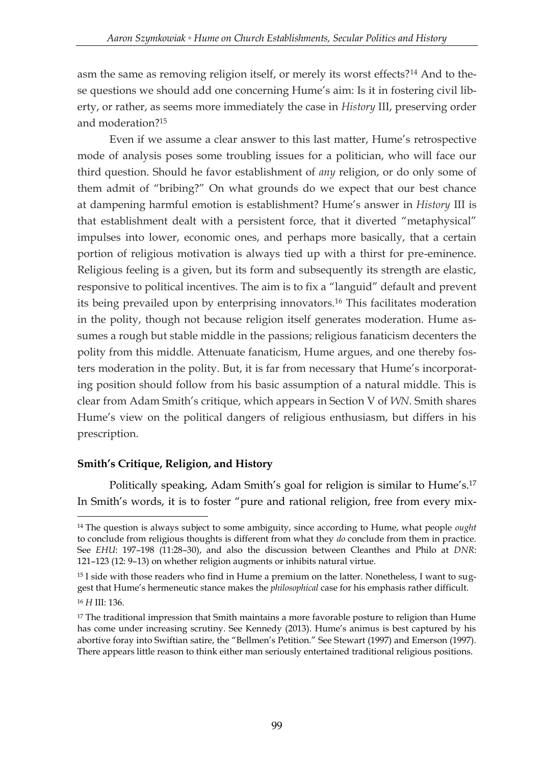asm the same as removing religion itself, or merely its worst effects?[14] And to these questions we should add one concerning Hume's aim: Is it in fostering civil liberty, or rather, as seems more immediately the case in *History* III, preserving order and moderation?[15]

Even if we assume a clear answer to this last matter, Hume's retrospective mode of analysis poses some troubling issues for a politician, who will face our third question. Should he favor establishment of *any* religion, or do only some of them admit of "bribing?" On what grounds do we expect that our best chance at dampening harmful emotion is establishment? Hume's answer in *History* III is that establishment dealt with a persistent force, that it diverted "metaphysical" impulses into lower, economic ones, and perhaps more basically, that a certain portion of religious motivation is always tied up with a thirst for pre-eminence. Religious feeling is a given, but its form and subsequently its strength are elastic, responsive to political incentives. The aim is to fix a "languid" default and prevent its being prevailed upon by enterprising innovators.[16] This facilitates moderation in the polity, though not because religion itself generates moderation. Hume assumes a rough but stable middle in the passions; religious fanaticism decenters the polity from this middle. Attenuate fanaticism, Hume argues, and one thereby fosters moderation in the polity. But, it is far from necessary that Hume's incorporating position should follow from his basic assumption of a natural middle. This is clear from Adam Smith's critique, which appears in Section V of *WN*. Smith shares Hume's view on the political dangers of religious enthusiasm, but differs in his prescription.

## Smith's Critique, Religion, and History

Politically speaking, Adam Smith's goal for religion is similar to Hume's.[17] In Smith's words, it is to foster "pure and rational religion, free from every mix-

---

[14] The question is always subject to some ambiguity, since according to Hume, what people *ought* to conclude from religious thoughts is different from what they *do* conclude from them in practice. See *EHU*: 197–198 (11:28–30), and also the discussion between Cleanthes and Philo at *DNR*: 121–123 (12: 9–13) on whether religion augments or inhibits natural virtue.

[15] I side with those readers who find in Hume a premium on the latter. Nonetheless, I want to suggest that Hume's hermeneutic stance makes the *philosophical* case for his emphasis rather difficult.

[16] *H* III: 136.

[17] The traditional impression that Smith maintains a more favorable posture to religion than Hume has come under increasing scrutiny. See Kennedy (2013). Hume's animus is best captured by his abortive foray into Swiftian satire, the "Bellmen's Petition." See Stewart (1997) and Emerson (1997). There appears little reason to think either man seriously entertained traditional religious positions.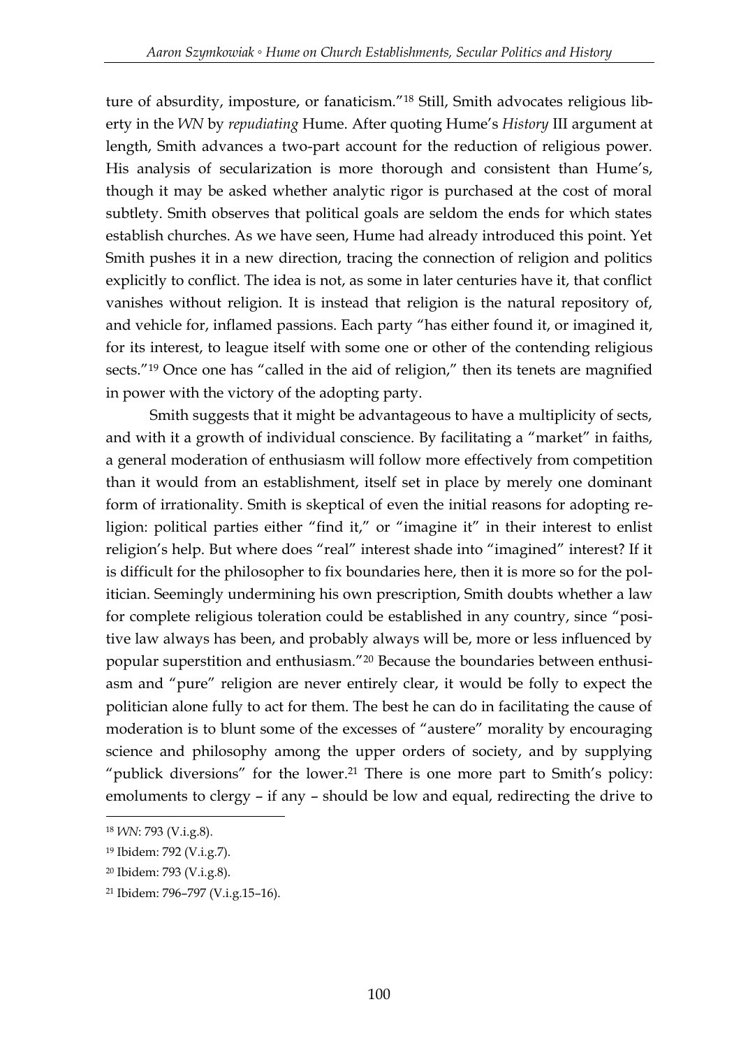ture of absurdity, imposture, or fanaticism."[18] Still, Smith advocates religious liberty in the *WN* by *repudiating* Hume. After quoting Hume's *History* III argument at length, Smith advances a two-part account for the reduction of religious power. His analysis of secularization is more thorough and consistent than Hume's, though it may be asked whether analytic rigor is purchased at the cost of moral subtlety. Smith observes that political goals are seldom the ends for which states establish churches. As we have seen, Hume had already introduced this point. Yet Smith pushes it in a new direction, tracing the connection of religion and politics explicitly to conflict. The idea is not, as some in later centuries have it, that conflict vanishes without religion. It is instead that religion is the natural repository of, and vehicle for, inflamed passions. Each party "has either found it, or imagined it, for its interest, to league itself with some one or other of the contending religious sects."[19] Once one has "called in the aid of religion," then its tenets are magnified in power with the victory of the adopting party.

Smith suggests that it might be advantageous to have a multiplicity of sects, and with it a growth of individual conscience. By facilitating a "market" in faiths, a general moderation of enthusiasm will follow more effectively from competition than it would from an establishment, itself set in place by merely one dominant form of irrationality. Smith is skeptical of even the initial reasons for adopting religion: political parties either "find it," or "imagine it" in their interest to enlist religion's help. But where does "real" interest shade into "imagined" interest? If it is difficult for the philosopher to fix boundaries here, then it is more so for the politician. Seemingly undermining his own prescription, Smith doubts whether a law for complete religious toleration could be established in any country, since "positive law always has been, and probably always will be, more or less influenced by popular superstition and enthusiasm."[20] Because the boundaries between enthusiasm and "pure" religion are never entirely clear, it would be folly to expect the politician alone fully to act for them. The best he can do in facilitating the cause of moderation is to blunt some of the excesses of "austere" morality by encouraging science and philosophy among the upper orders of society, and by supplying "publick diversions" for the lower.[21] There is one more part to Smith's policy: emoluments to clergy – if any – should be low and equal, redirecting the drive to

---

[18] *WN*: 793 (V.i.g.8).

[19] Ibidem: 792 (V.i.g.7).

[20] Ibidem: 793 (V.i.g.8).

[21] Ibidem: 796–797 (V.i.g.15–16).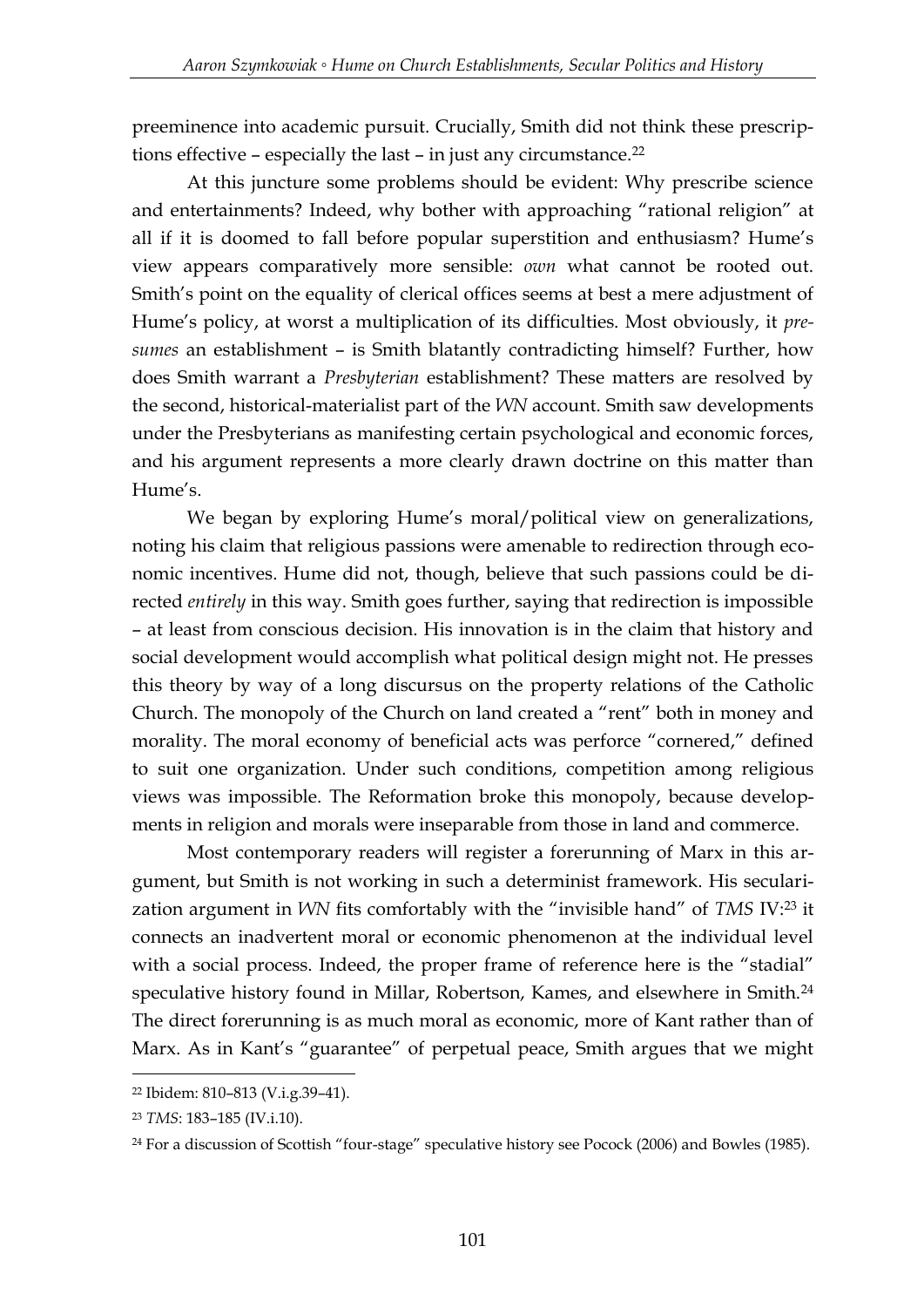preeminence into academic pursuit. Crucially, Smith did not think these prescriptions effective – especially the last – in just any circumstance.[22]

At this juncture some problems should be evident: Why prescribe science and entertainments? Indeed, why bother with approaching "rational religion" at all if it is doomed to fall before popular superstition and enthusiasm? Hume's view appears comparatively more sensible: *own* what cannot be rooted out. Smith's point on the equality of clerical offices seems at best a mere adjustment of Hume's policy, at worst a multiplication of its difficulties. Most obviously, it *presumes* an establishment – is Smith blatantly contradicting himself? Further, how does Smith warrant a *Presbyterian* establishment? These matters are resolved by the second, historical-materialist part of the *WN* account. Smith saw developments under the Presbyterians as manifesting certain psychological and economic forces, and his argument represents a more clearly drawn doctrine on this matter than Hume's.

We began by exploring Hume's moral/political view on generalizations, noting his claim that religious passions were amenable to redirection through economic incentives. Hume did not, though, believe that such passions could be directed *entirely* in this way. Smith goes further, saying that redirection is impossible – at least from conscious decision. His innovation is in the claim that history and social development would accomplish what political design might not. He presses this theory by way of a long discursus on the property relations of the Catholic Church. The monopoly of the Church on land created a "rent" both in money and morality. The moral economy of beneficial acts was perforce "cornered," defined to suit one organization. Under such conditions, competition among religious views was impossible. The Reformation broke this monopoly, because developments in religion and morals were inseparable from those in land and commerce.

Most contemporary readers will register a forerunning of Marx in this argument, but Smith is not working in such a determinist framework. His secularization argument in *WN* fits comfortably with the "invisible hand" of *TMS* IV:[23] it connects an inadvertent moral or economic phenomenon at the individual level with a social process. Indeed, the proper frame of reference here is the "stadial" speculative history found in Millar, Robertson, Kames, and elsewhere in Smith.[24] The direct forerunning is as much moral as economic, more of Kant rather than of Marx. As in Kant's "guarantee" of perpetual peace, Smith argues that we might

---

[22] Ibidem: 810–813 (V.i.g.39–41).

[23] *TMS*: 183–185 (IV.i.10).

[24] For a discussion of Scottish "four-stage" speculative history see Pocock (2006) and Bowles (1985).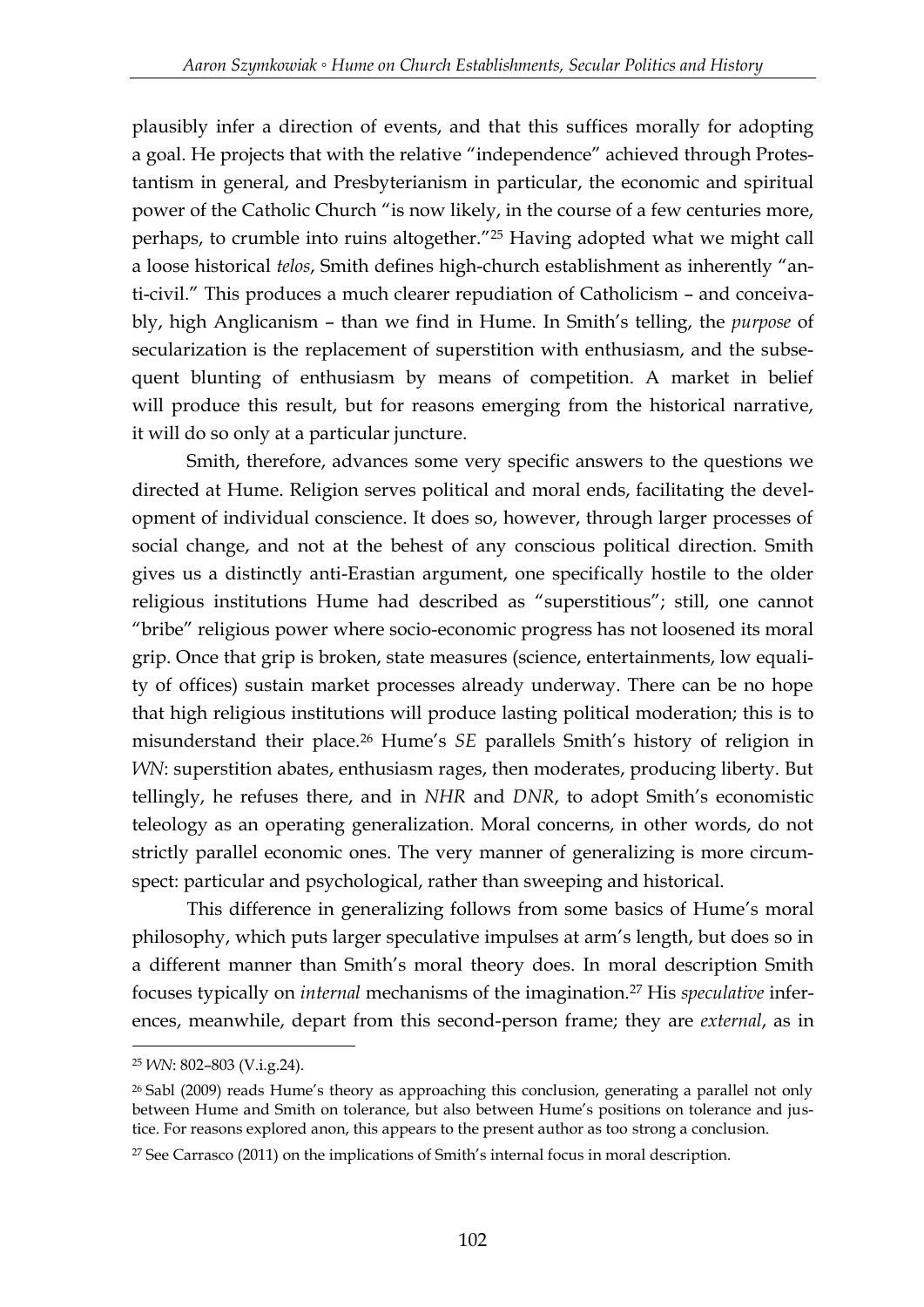plausibly infer a direction of events, and that this suffices morally for adopting a goal. He projects that with the relative "independence" achieved through Protestantism in general, and Presbyterianism in particular, the economic and spiritual power of the Catholic Church "is now likely, in the course of a few centuries more, perhaps, to crumble into ruins altogether."[25] Having adopted what we might call a loose historical *telos*, Smith defines high-church establishment as inherently "anti-civil." This produces a much clearer repudiation of Catholicism – and conceivably, high Anglicanism – than we find in Hume. In Smith's telling, the *purpose* of secularization is the replacement of superstition with enthusiasm, and the subsequent blunting of enthusiasm by means of competition. A market in belief will produce this result, but for reasons emerging from the historical narrative, it will do so only at a particular juncture.

Smith, therefore, advances some very specific answers to the questions we directed at Hume. Religion serves political and moral ends, facilitating the development of individual conscience. It does so, however, through larger processes of social change, and not at the behest of any conscious political direction. Smith gives us a distinctly anti-Erastian argument, one specifically hostile to the older religious institutions Hume had described as "superstitious"; still, one cannot "bribe" religious power where socio-economic progress has not loosened its moral grip. Once that grip is broken, state measures (science, entertainments, low equality of offices) sustain market processes already underway. There can be no hope that high religious institutions will produce lasting political moderation; this is to misunderstand their place.[26] Hume's *SE* parallels Smith's history of religion in *WN*: superstition abates, enthusiasm rages, then moderates, producing liberty. But tellingly, he refuses there, and in *NHR* and *DNR*, to adopt Smith's economistic teleology as an operating generalization. Moral concerns, in other words, do not strictly parallel economic ones. The very manner of generalizing is more circumspect: particular and psychological, rather than sweeping and historical.

This difference in generalizing follows from some basics of Hume's moral philosophy, which puts larger speculative impulses at arm's length, but does so in a different manner than Smith's moral theory does. In moral description Smith focuses typically on *internal* mechanisms of the imagination.[27] His *speculative* inferences, meanwhile, depart from this second-person frame; they are *external*, as in

---

[25] *WN*: 802–803 (V.i.g.24).

[26] Sabl (2009) reads Hume's theory as approaching this conclusion, generating a parallel not only between Hume and Smith on tolerance, but also between Hume's positions on tolerance and justice. For reasons explored anon, this appears to the present author as too strong a conclusion.

[27] See Carrasco (2011) on the implications of Smith's internal focus in moral description.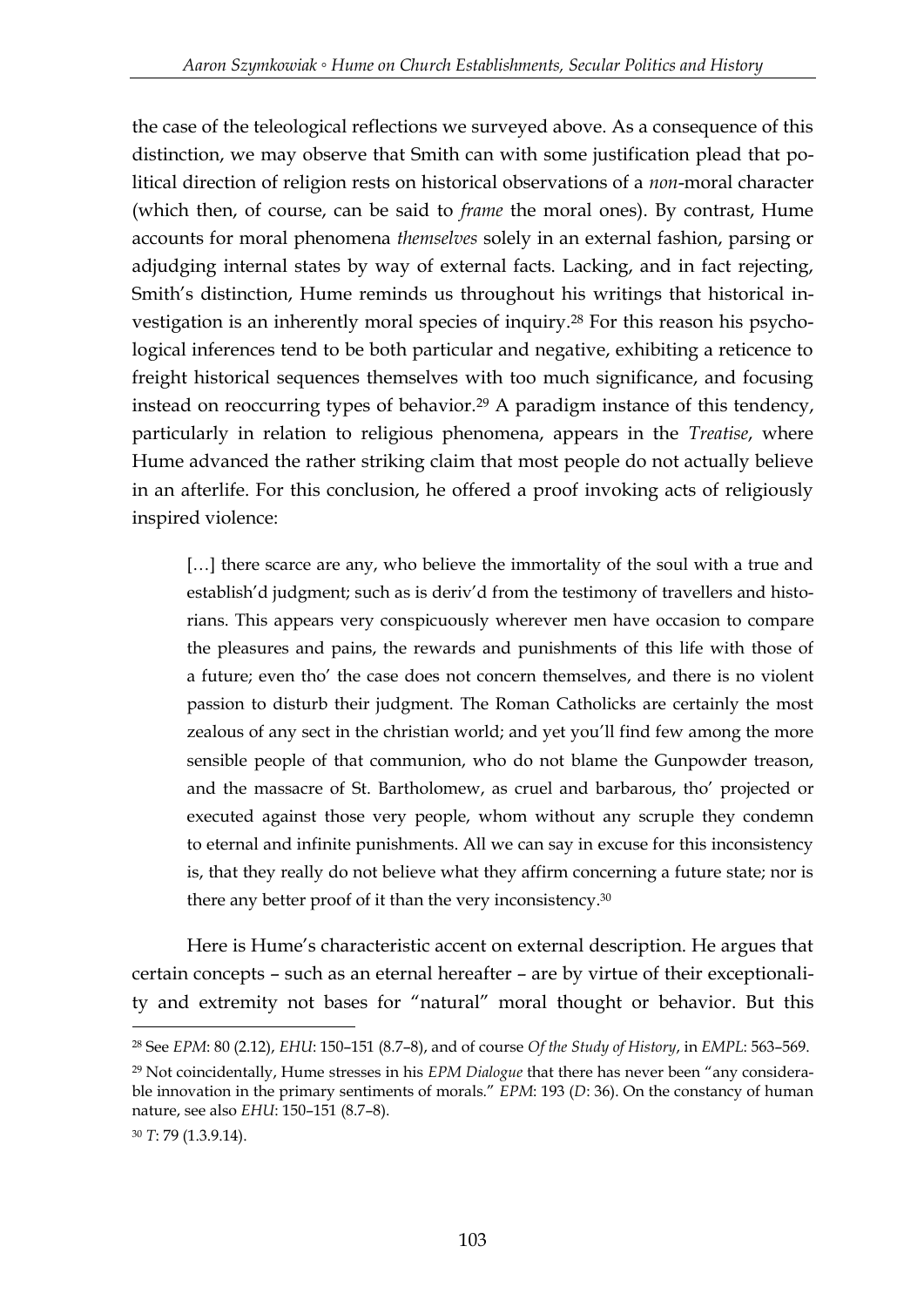the case of the teleological reflections we surveyed above. As a consequence of this distinction, we may observe that Smith can with some justification plead that political direction of religion rests on historical observations of a *non*-moral character (which then, of course, can be said to *frame* the moral ones). By contrast, Hume accounts for moral phenomena *themselves* solely in an external fashion, parsing or adjudging internal states by way of external facts. Lacking, and in fact rejecting, Smith's distinction, Hume reminds us throughout his writings that historical investigation is an inherently moral species of inquiry.[28] For this reason his psychological inferences tend to be both particular and negative, exhibiting a reticence to freight historical sequences themselves with too much significance, and focusing instead on reoccurring types of behavior.[29] A paradigm instance of this tendency, particularly in relation to religious phenomena, appears in the *Treatise*, where Hume advanced the rather striking claim that most people do not actually believe in an afterlife. For this conclusion, he offered a proof invoking acts of religiously inspired violence:

> […] there scarce are any, who believe the immortality of the soul with a true and establish'd judgment; such as is deriv'd from the testimony of travellers and historians. This appears very conspicuously wherever men have occasion to compare the pleasures and pains, the rewards and punishments of this life with those of a future; even tho' the case does not concern themselves, and there is no violent passion to disturb their judgment. The Roman Catholicks are certainly the most zealous of any sect in the christian world; and yet you'll find few among the more sensible people of that communion, who do not blame the Gunpowder treason, and the massacre of St. Bartholomew, as cruel and barbarous, tho' projected or executed against those very people, whom without any scruple they condemn to eternal and infinite punishments. All we can say in excuse for this inconsistency is, that they really do not believe what they affirm concerning a future state; nor is there any better proof of it than the very inconsistency.[30]

Here is Hume's characteristic accent on external description. He argues that certain concepts – such as an eternal hereafter – are by virtue of their exceptionality and extremity not bases for "natural" moral thought or behavior. But this

---

[28] See *EPM*: 80 (2.12), *EHU*: 150–151 (8.7–8), and of course *Of the Study of History*, in *EMPL*: 563–569.

[29] Not coincidentally, Hume stresses in his *EPM Dialogue* that there has never been "any considerable innovation in the primary sentiments of morals." *EPM*: 193 (*D*: 36). On the constancy of human nature, see also *EHU*: 150–151 (8.7–8).

[30] *T*: 79 (1.3.9.14).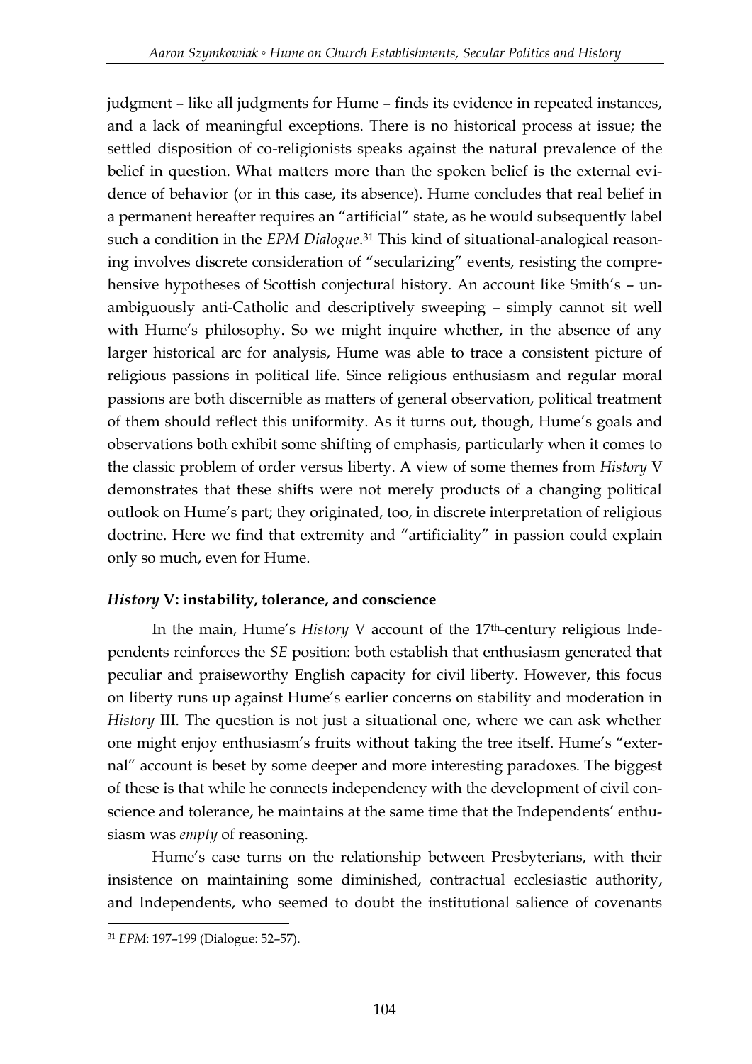judgment – like all judgments for Hume – finds its evidence in repeated instances, and a lack of meaningful exceptions. There is no historical process at issue; the settled disposition of co-religionists speaks against the natural prevalence of the belief in question. What matters more than the spoken belief is the external evidence of behavior (or in this case, its absence). Hume concludes that real belief in a permanent hereafter requires an "artificial" state, as he would subsequently label such a condition in the *EPM Dialogue*.[31] This kind of situational-analogical reasoning involves discrete consideration of "secularizing" events, resisting the comprehensive hypotheses of Scottish conjectural history. An account like Smith's – unambiguously anti-Catholic and descriptively sweeping – simply cannot sit well with Hume's philosophy. So we might inquire whether, in the absence of any larger historical arc for analysis, Hume was able to trace a consistent picture of religious passions in political life. Since religious enthusiasm and regular moral passions are both discernible as matters of general observation, political treatment of them should reflect this uniformity. As it turns out, though, Hume's goals and observations both exhibit some shifting of emphasis, particularly when it comes to the classic problem of order versus liberty. A view of some themes from *History* V demonstrates that these shifts were not merely products of a changing political outlook on Hume's part; they originated, too, in discrete interpretation of religious doctrine. Here we find that extremity and "artificiality" in passion could explain only so much, even for Hume.

### *History* V: instability, tolerance, and conscience

In the main, Hume's *History* V account of the 17th-century religious Independents reinforces the *SE* position: both establish that enthusiasm generated that peculiar and praiseworthy English capacity for civil liberty. However, this focus on liberty runs up against Hume's earlier concerns on stability and moderation in *History* III. The question is not just a situational one, where we can ask whether one might enjoy enthusiasm's fruits without taking the tree itself. Hume's "external" account is beset by some deeper and more interesting paradoxes. The biggest of these is that while he connects independency with the development of civil conscience and tolerance, he maintains at the same time that the Independents' enthusiasm was *empty* of reasoning.

Hume's case turns on the relationship between Presbyterians, with their insistence on maintaining some diminished, contractual ecclesiastic authority, and Independents, who seemed to doubt the institutional salience of covenants

---

[31] *EPM*: 197–199 (Dialogue: 52–57).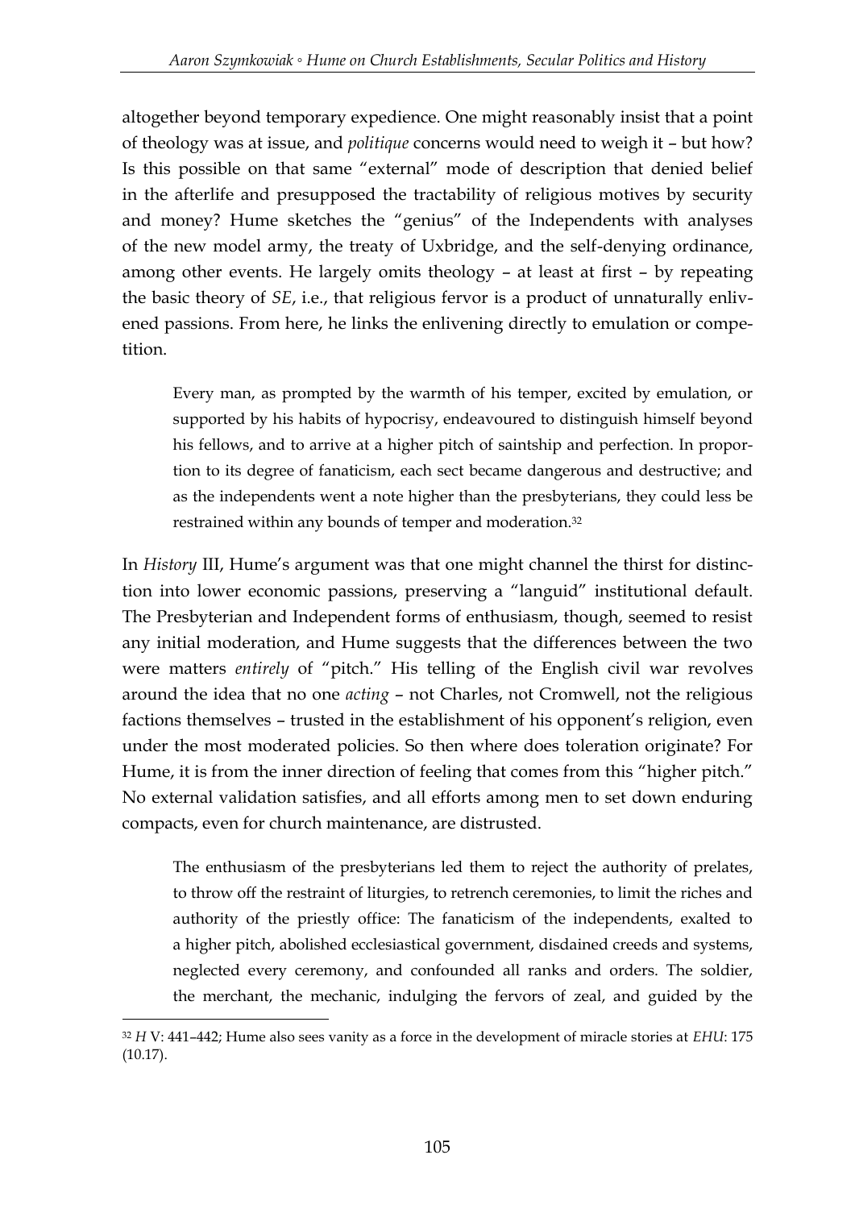altogether beyond temporary expedience. One might reasonably insist that a point of theology was at issue, and *politique* concerns would need to weigh it – but how? Is this possible on that same "external" mode of description that denied belief in the afterlife and presupposed the tractability of religious motives by security and money? Hume sketches the "genius" of the Independents with analyses of the new model army, the treaty of Uxbridge, and the self-denying ordinance, among other events. He largely omits theology – at least at first – by repeating the basic theory of *SE*, i.e., that religious fervor is a product of unnaturally enlivened passions. From here, he links the enlivening directly to emulation or competition.

> Every man, as prompted by the warmth of his temper, excited by emulation, or supported by his habits of hypocrisy, endeavoured to distinguish himself beyond his fellows, and to arrive at a higher pitch of saintship and perfection. In proportion to its degree of fanaticism, each sect became dangerous and destructive; and as the independents went a note higher than the presbyterians, they could less be restrained within any bounds of temper and moderation.[32]

In *History* III, Hume's argument was that one might channel the thirst for distinction into lower economic passions, preserving a "languid" institutional default. The Presbyterian and Independent forms of enthusiasm, though, seemed to resist any initial moderation, and Hume suggests that the differences between the two were matters *entirely* of "pitch." His telling of the English civil war revolves around the idea that no one *acting* – not Charles, not Cromwell, not the religious factions themselves – trusted in the establishment of his opponent's religion, even under the most moderated policies. So then where does toleration originate? For Hume, it is from the inner direction of feeling that comes from this "higher pitch." No external validation satisfies, and all efforts among men to set down enduring compacts, even for church maintenance, are distrusted.

> The enthusiasm of the presbyterians led them to reject the authority of prelates, to throw off the restraint of liturgies, to retrench ceremonies, to limit the riches and authority of the priestly office: The fanaticism of the independents, exalted to a higher pitch, abolished ecclesiastical government, disdained creeds and systems, neglected every ceremony, and confounded all ranks and orders. The soldier, the merchant, the mechanic, indulging the fervors of zeal, and guided by the

---

[32] *H* V: 441–442; Hume also sees vanity as a force in the development of miracle stories at *EHU*: 175 (10.17).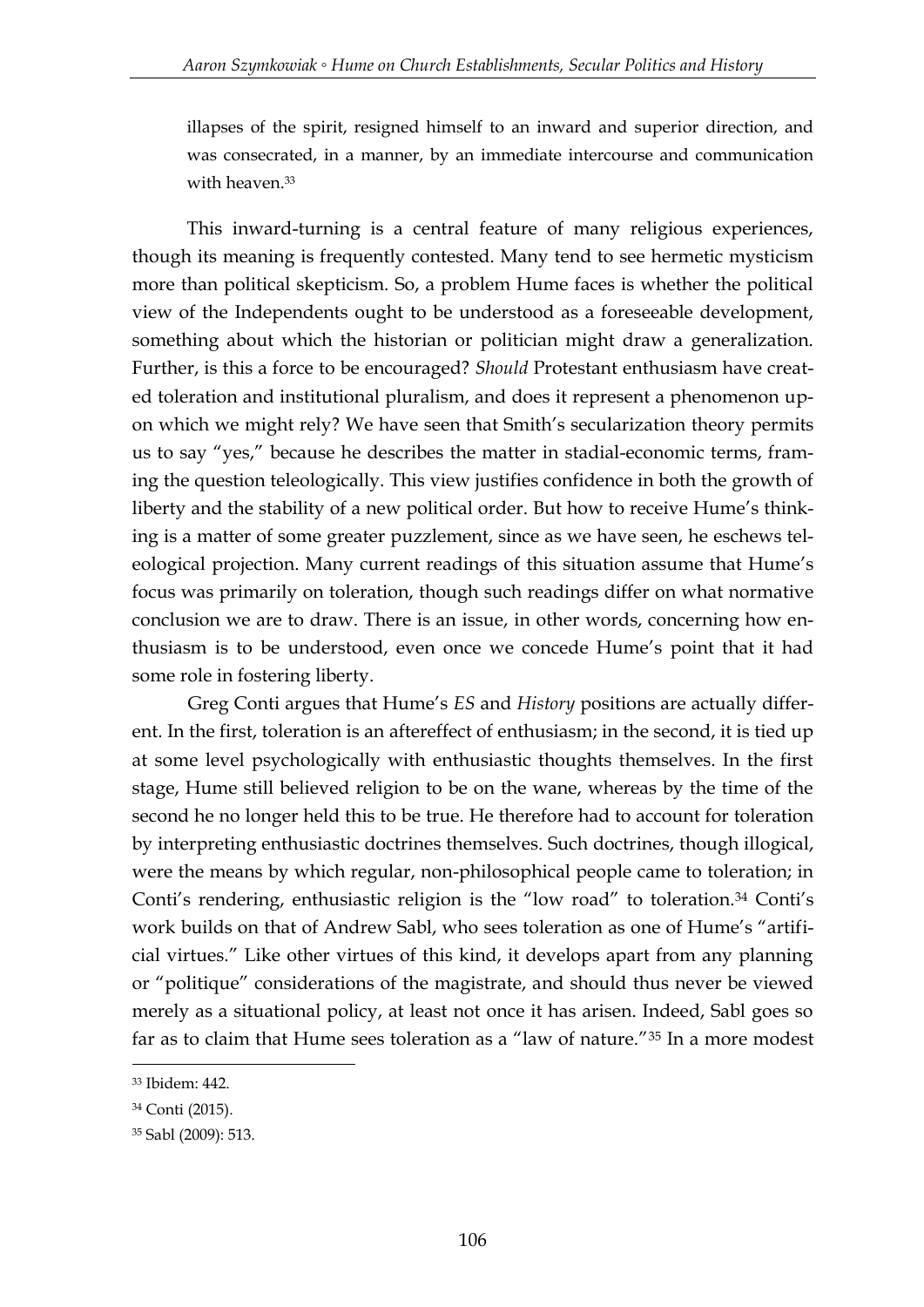illapses of the spirit, resigned himself to an inward and superior direction, and was consecrated, in a manner, by an immediate intercourse and communication with heaven.[33]

This inward-turning is a central feature of many religious experiences, though its meaning is frequently contested. Many tend to see hermetic mysticism more than political skepticism. So, a problem Hume faces is whether the political view of the Independents ought to be understood as a foreseeable development, something about which the historian or politician might draw a generalization. Further, is this a force to be encouraged? *Should* Protestant enthusiasm have created toleration and institutional pluralism, and does it represent a phenomenon upon which we might rely? We have seen that Smith's secularization theory permits us to say "yes," because he describes the matter in stadial-economic terms, framing the question teleologically. This view justifies confidence in both the growth of liberty and the stability of a new political order. But how to receive Hume's thinking is a matter of some greater puzzlement, since as we have seen, he eschews teleological projection. Many current readings of this situation assume that Hume's focus was primarily on toleration, though such readings differ on what normative conclusion we are to draw. There is an issue, in other words, concerning how enthusiasm is to be understood, even once we concede Hume's point that it had some role in fostering liberty.

Greg Conti argues that Hume's *ES* and *History* positions are actually different. In the first, toleration is an aftereffect of enthusiasm; in the second, it is tied up at some level psychologically with enthusiastic thoughts themselves. In the first stage, Hume still believed religion to be on the wane, whereas by the time of the second he no longer held this to be true. He therefore had to account for toleration by interpreting enthusiastic doctrines themselves. Such doctrines, though illogical, were the means by which regular, non-philosophical people came to toleration; in Conti's rendering, enthusiastic religion is the "low road" to toleration.[34] Conti's work builds on that of Andrew Sabl, who sees toleration as one of Hume's "artificial virtues." Like other virtues of this kind, it develops apart from any planning or "politique" considerations of the magistrate, and should thus never be viewed merely as a situational policy, at least not once it has arisen. Indeed, Sabl goes so far as to claim that Hume sees toleration as a "law of nature."[35] In a more modest

---

[33] Ibidem: 442.

[34] Conti (2015).

[35] Sabl (2009): 513.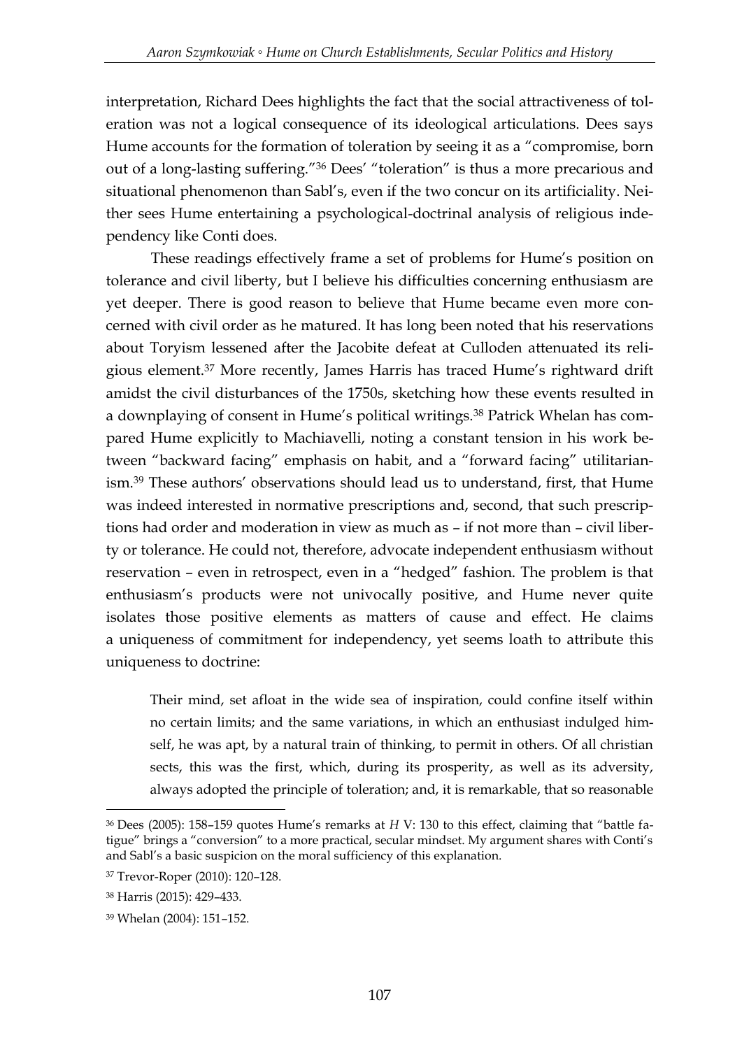interpretation, Richard Dees highlights the fact that the social attractiveness of toleration was not a logical consequence of its ideological articulations. Dees says Hume accounts for the formation of toleration by seeing it as a "compromise, born out of a long-lasting suffering."[36] Dees' "toleration" is thus a more precarious and situational phenomenon than Sabl's, even if the two concur on its artificiality. Neither sees Hume entertaining a psychological-doctrinal analysis of religious independency like Conti does.

These readings effectively frame a set of problems for Hume's position on tolerance and civil liberty, but I believe his difficulties concerning enthusiasm are yet deeper. There is good reason to believe that Hume became even more concerned with civil order as he matured. It has long been noted that his reservations about Toryism lessened after the Jacobite defeat at Culloden attenuated its religious element.[37] More recently, James Harris has traced Hume's rightward drift amidst the civil disturbances of the 1750s, sketching how these events resulted in a downplaying of consent in Hume's political writings.[38] Patrick Whelan has compared Hume explicitly to Machiavelli, noting a constant tension in his work between "backward facing" emphasis on habit, and a "forward facing" utilitarianism.[39] These authors' observations should lead us to understand, first, that Hume was indeed interested in normative prescriptions and, second, that such prescriptions had order and moderation in view as much as – if not more than – civil liberty or tolerance. He could not, therefore, advocate independent enthusiasm without reservation – even in retrospect, even in a "hedged" fashion. The problem is that enthusiasm's products were not univocally positive, and Hume never quite isolates those positive elements as matters of cause and effect. He claims a uniqueness of commitment for independency, yet seems loath to attribute this uniqueness to doctrine:

> Their mind, set afloat in the wide sea of inspiration, could confine itself within no certain limits; and the same variations, in which an enthusiast indulged himself, he was apt, by a natural train of thinking, to permit in others. Of all christian sects, this was the first, which, during its prosperity, as well as its adversity, always adopted the principle of toleration; and, it is remarkable, that so reasonable

---

[36] Dees (2005): 158–159 quotes Hume's remarks at *H* V: 130 to this effect, claiming that "battle fatigue" brings a "conversion" to a more practical, secular mindset. My argument shares with Conti's and Sabl's a basic suspicion on the moral sufficiency of this explanation.

[37] Trevor-Roper (2010): 120–128.

[38] Harris (2015): 429–433.

[39] Whelan (2004): 151–152.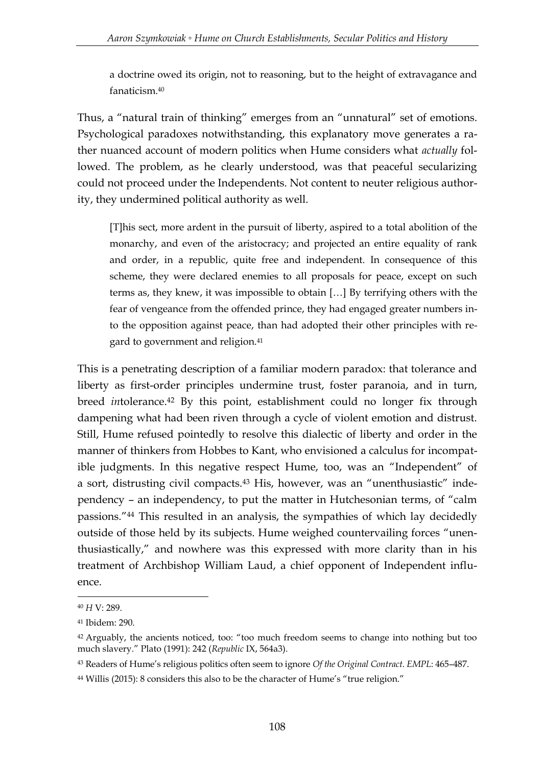> a doctrine owed its origin, not to reasoning, but to the height of extravagance and fanaticism.[40]

Thus, a "natural train of thinking" emerges from an "unnatural" set of emotions. Psychological paradoxes notwithstanding, this explanatory move generates a rather nuanced account of modern politics when Hume considers what *actually* followed. The problem, as he clearly understood, was that peaceful secularizing could not proceed under the Independents. Not content to neuter religious authority, they undermined political authority as well.

> [T]his sect, more ardent in the pursuit of liberty, aspired to a total abolition of the monarchy, and even of the aristocracy; and projected an entire equality of rank and order, in a republic, quite free and independent. In consequence of this scheme, they were declared enemies to all proposals for peace, except on such terms as, they knew, it was impossible to obtain […] By terrifying others with the fear of vengeance from the offended prince, they had engaged greater numbers into the opposition against peace, than had adopted their other principles with regard to government and religion.[41]

This is a penetrating description of a familiar modern paradox: that tolerance and liberty as first-order principles undermine trust, foster paranoia, and in turn, breed *in*tolerance.[42] By this point, establishment could no longer fix through dampening what had been riven through a cycle of violent emotion and distrust. Still, Hume refused pointedly to resolve this dialectic of liberty and order in the manner of thinkers from Hobbes to Kant, who envisioned a calculus for incompatible judgments. In this negative respect Hume, too, was an "Independent" of a sort, distrusting civil compacts.[43] His, however, was an "unenthusiastic" independency – an independency, to put the matter in Hutchesonian terms, of "calm passions."[44] This resulted in an analysis, the sympathies of which lay decidedly outside of those held by its subjects. Hume weighed countervailing forces "unenthusiastically," and nowhere was this expressed with more clarity than in his treatment of Archbishop William Laud, a chief opponent of Independent influence.

---

[40] *H* V: 289.

[41] Ibidem: 290.

[42] Arguably, the ancients noticed, too: "too much freedom seems to change into nothing but too much slavery." Plato (1991): 242 (*Republic* IX, 564a3).

[43] Readers of Hume's religious politics often seem to ignore *Of the Original Contract*. *EMPL*: 465–487.

[44] Willis (2015): 8 considers this also to be the character of Hume's "true religion."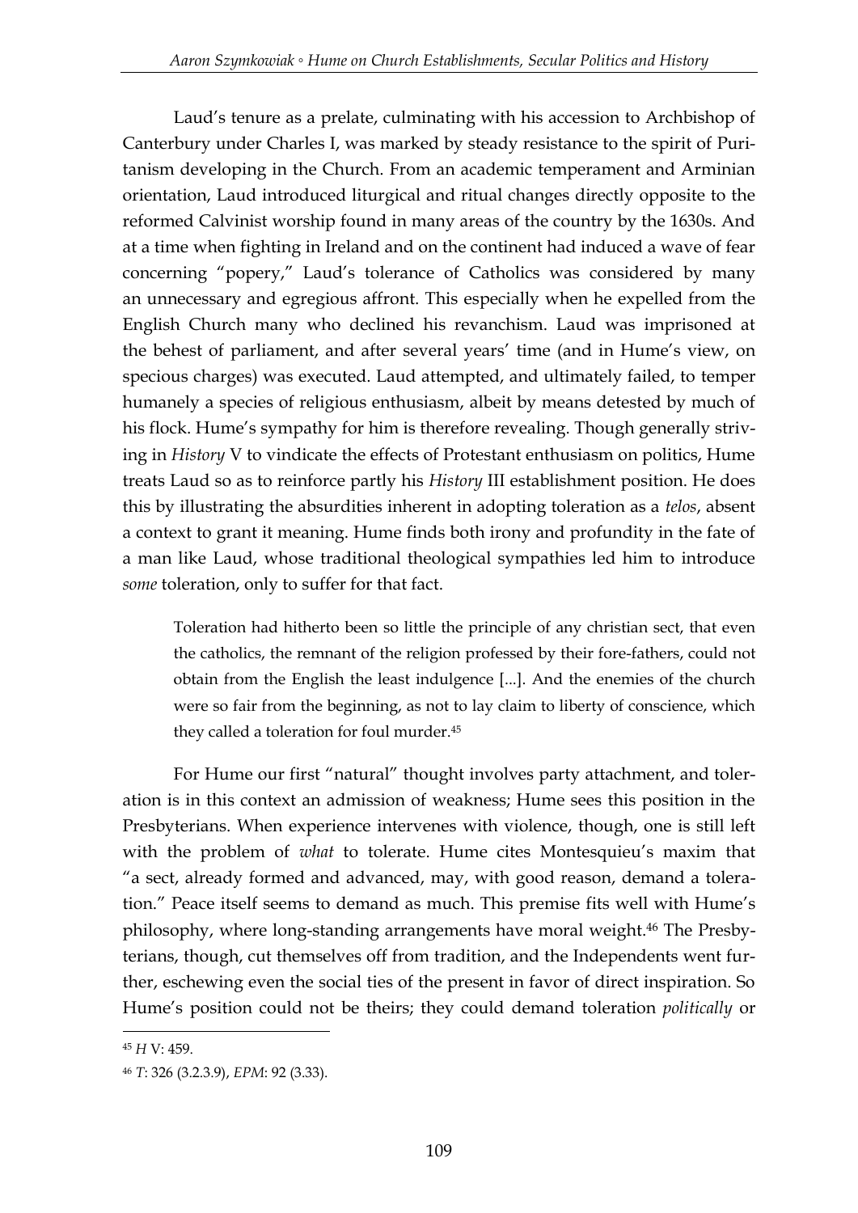Laud's tenure as a prelate, culminating with his accession to Archbishop of Canterbury under Charles I, was marked by steady resistance to the spirit of Puritanism developing in the Church. From an academic temperament and Arminian orientation, Laud introduced liturgical and ritual changes directly opposite to the reformed Calvinist worship found in many areas of the country by the 1630s. And at a time when fighting in Ireland and on the continent had induced a wave of fear concerning "popery," Laud's tolerance of Catholics was considered by many an unnecessary and egregious affront. This especially when he expelled from the English Church many who declined his revanchism. Laud was imprisoned at the behest of parliament, and after several years' time (and in Hume's view, on specious charges) was executed. Laud attempted, and ultimately failed, to temper humanely a species of religious enthusiasm, albeit by means detested by much of his flock. Hume's sympathy for him is therefore revealing. Though generally striving in *History* V to vindicate the effects of Protestant enthusiasm on politics, Hume treats Laud so as to reinforce partly his *History* III establishment position. He does this by illustrating the absurdities inherent in adopting toleration as a *telos*, absent a context to grant it meaning. Hume finds both irony and profundity in the fate of a man like Laud, whose traditional theological sympathies led him to introduce *some* toleration, only to suffer for that fact.

> Toleration had hitherto been so little the principle of any christian sect, that even the catholics, the remnant of the religion professed by their fore-fathers, could not obtain from the English the least indulgence [...]. And the enemies of the church were so fair from the beginning, as not to lay claim to liberty of conscience, which they called a toleration for foul murder.[45]

For Hume our first "natural" thought involves party attachment, and toleration is in this context an admission of weakness; Hume sees this position in the Presbyterians. When experience intervenes with violence, though, one is still left with the problem of *what* to tolerate. Hume cites Montesquieu's maxim that "a sect, already formed and advanced, may, with good reason, demand a toleration." Peace itself seems to demand as much. This premise fits well with Hume's philosophy, where long-standing arrangements have moral weight.[46] The Presbyterians, though, cut themselves off from tradition, and the Independents went further, eschewing even the social ties of the present in favor of direct inspiration. So Hume's position could not be theirs; they could demand toleration *politically* or

---

[45] *H* V: 459.

[46] *T*: 326 (3.2.3.9), *EPM*: 92 (3.33).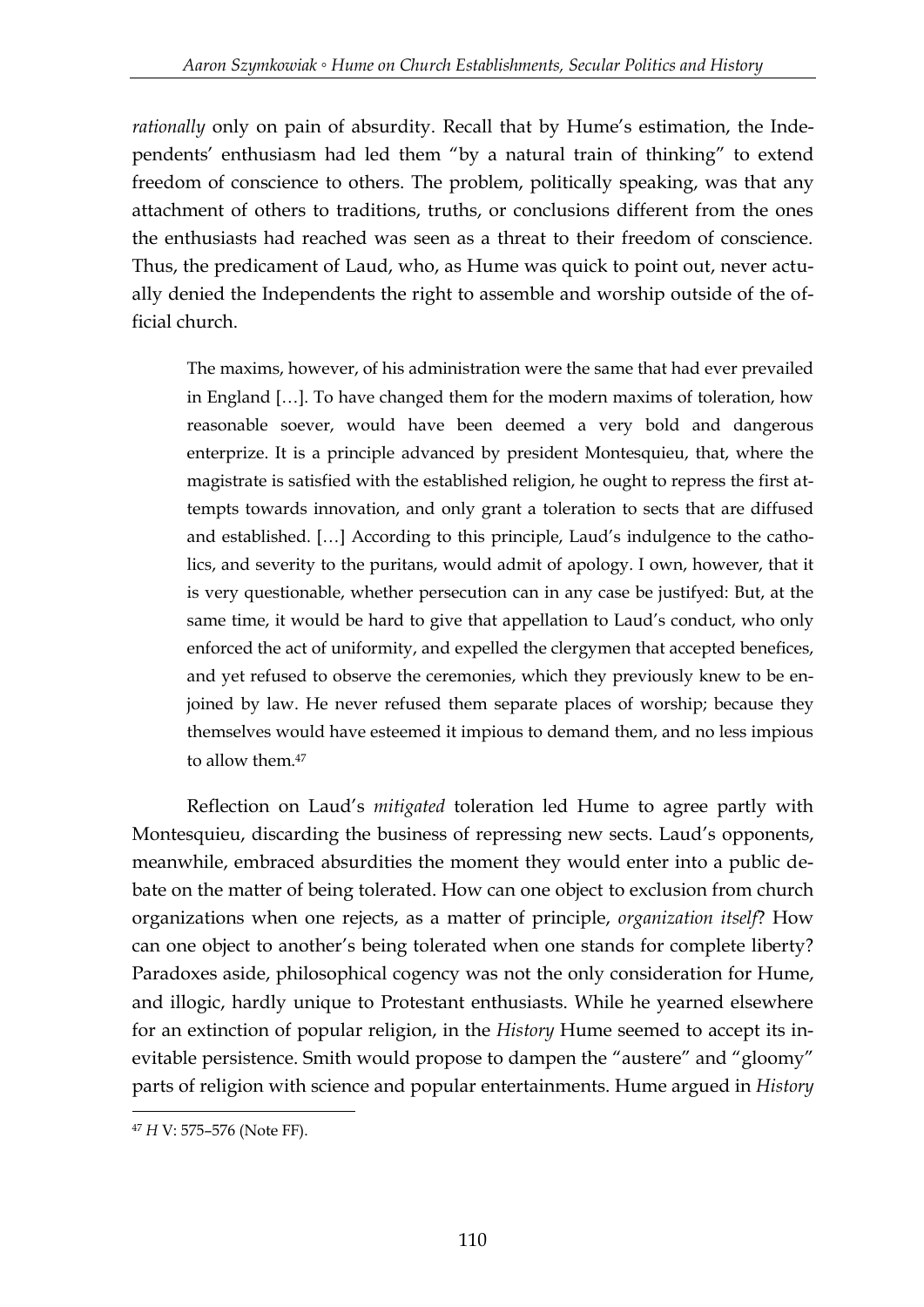*rationally* only on pain of absurdity. Recall that by Hume's estimation, the Independents' enthusiasm had led them "by a natural train of thinking" to extend freedom of conscience to others. The problem, politically speaking, was that any attachment of others to traditions, truths, or conclusions different from the ones the enthusiasts had reached was seen as a threat to their freedom of conscience. Thus, the predicament of Laud, who, as Hume was quick to point out, never actually denied the Independents the right to assemble and worship outside of the official church.

> The maxims, however, of his administration were the same that had ever prevailed in England […]. To have changed them for the modern maxims of toleration, how reasonable soever, would have been deemed a very bold and dangerous enterprize. It is a principle advanced by president Montesquieu, that, where the magistrate is satisfied with the established religion, he ought to repress the first attempts towards innovation, and only grant a toleration to sects that are diffused and established. […] According to this principle, Laud's indulgence to the catholics, and severity to the puritans, would admit of apology. I own, however, that it is very questionable, whether persecution can in any case be justifyed: But, at the same time, it would be hard to give that appellation to Laud's conduct, who only enforced the act of uniformity, and expelled the clergymen that accepted benefices, and yet refused to observe the ceremonies, which they previously knew to be enjoined by law. He never refused them separate places of worship; because they themselves would have esteemed it impious to demand them, and no less impious to allow them.[47]

Reflection on Laud's *mitigated* toleration led Hume to agree partly with Montesquieu, discarding the business of repressing new sects. Laud's opponents, meanwhile, embraced absurdities the moment they would enter into a public debate on the matter of being tolerated. How can one object to exclusion from church organizations when one rejects, as a matter of principle, *organization itself*? How can one object to another's being tolerated when one stands for complete liberty? Paradoxes aside, philosophical cogency was not the only consideration for Hume, and illogic, hardly unique to Protestant enthusiasts. While he yearned elsewhere for an extinction of popular religion, in the *History* Hume seemed to accept its inevitable persistence. Smith would propose to dampen the "austere" and "gloomy" parts of religion with science and popular entertainments. Hume argued in *History*

---

[47] *H* V: 575–576 (Note FF).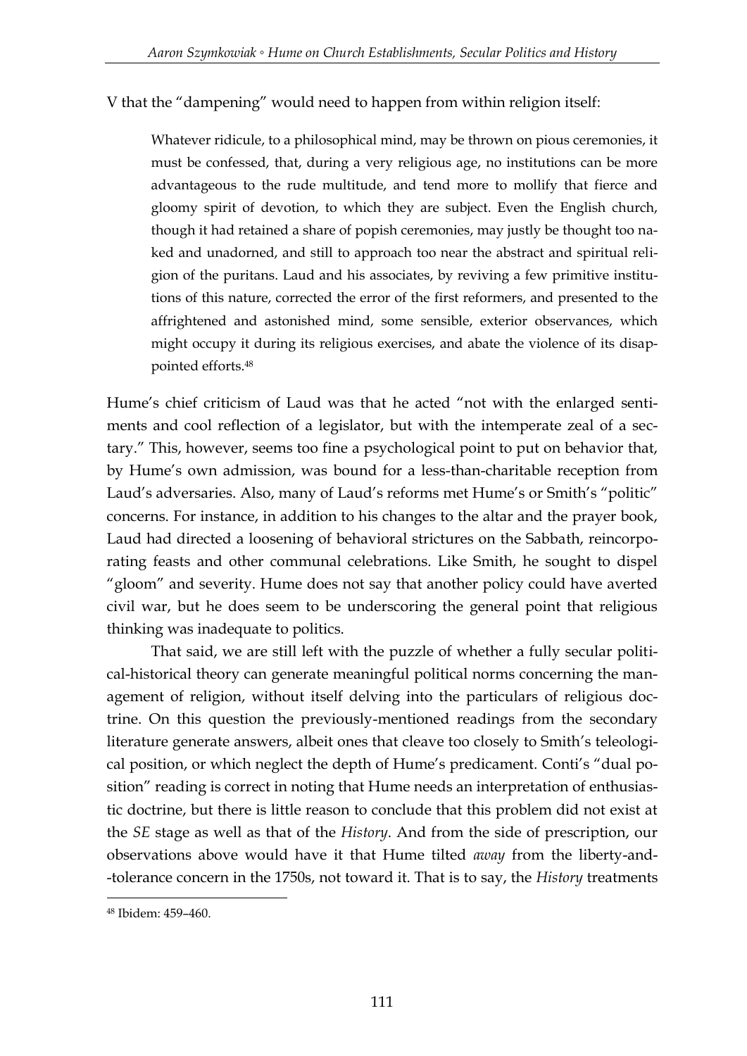V that the "dampening" would need to happen from within religion itself:

> Whatever ridicule, to a philosophical mind, may be thrown on pious ceremonies, it must be confessed, that, during a very religious age, no institutions can be more advantageous to the rude multitude, and tend more to mollify that fierce and gloomy spirit of devotion, to which they are subject. Even the English church, though it had retained a share of popish ceremonies, may justly be thought too naked and unadorned, and still to approach too near the abstract and spiritual religion of the puritans. Laud and his associates, by reviving a few primitive institutions of this nature, corrected the error of the first reformers, and presented to the affrightened and astonished mind, some sensible, exterior observances, which might occupy it during its religious exercises, and abate the violence of its disappointed efforts.[48]

Hume's chief criticism of Laud was that he acted "not with the enlarged sentiments and cool reflection of a legislator, but with the intemperate zeal of a sectary." This, however, seems too fine a psychological point to put on behavior that, by Hume's own admission, was bound for a less-than-charitable reception from Laud's adversaries. Also, many of Laud's reforms met Hume's or Smith's "politic" concerns. For instance, in addition to his changes to the altar and the prayer book, Laud had directed a loosening of behavioral strictures on the Sabbath, reincorporating feasts and other communal celebrations. Like Smith, he sought to dispel "gloom" and severity. Hume does not say that another policy could have averted civil war, but he does seem to be underscoring the general point that religious thinking was inadequate to politics.

That said, we are still left with the puzzle of whether a fully secular political-historical theory can generate meaningful political norms concerning the management of religion, without itself delving into the particulars of religious doctrine. On this question the previously-mentioned readings from the secondary literature generate answers, albeit ones that cleave too closely to Smith's teleological position, or which neglect the depth of Hume's predicament. Conti's "dual position" reading is correct in noting that Hume needs an interpretation of enthusiastic doctrine, but there is little reason to conclude that this problem did not exist at the *SE* stage as well as that of the *History*. And from the side of prescription, our observations above would have it that Hume tilted *away* from the liberty-and--tolerance concern in the 1750s, not toward it. That is to say, the *History* treatments

[48] Ibidem: 459–460.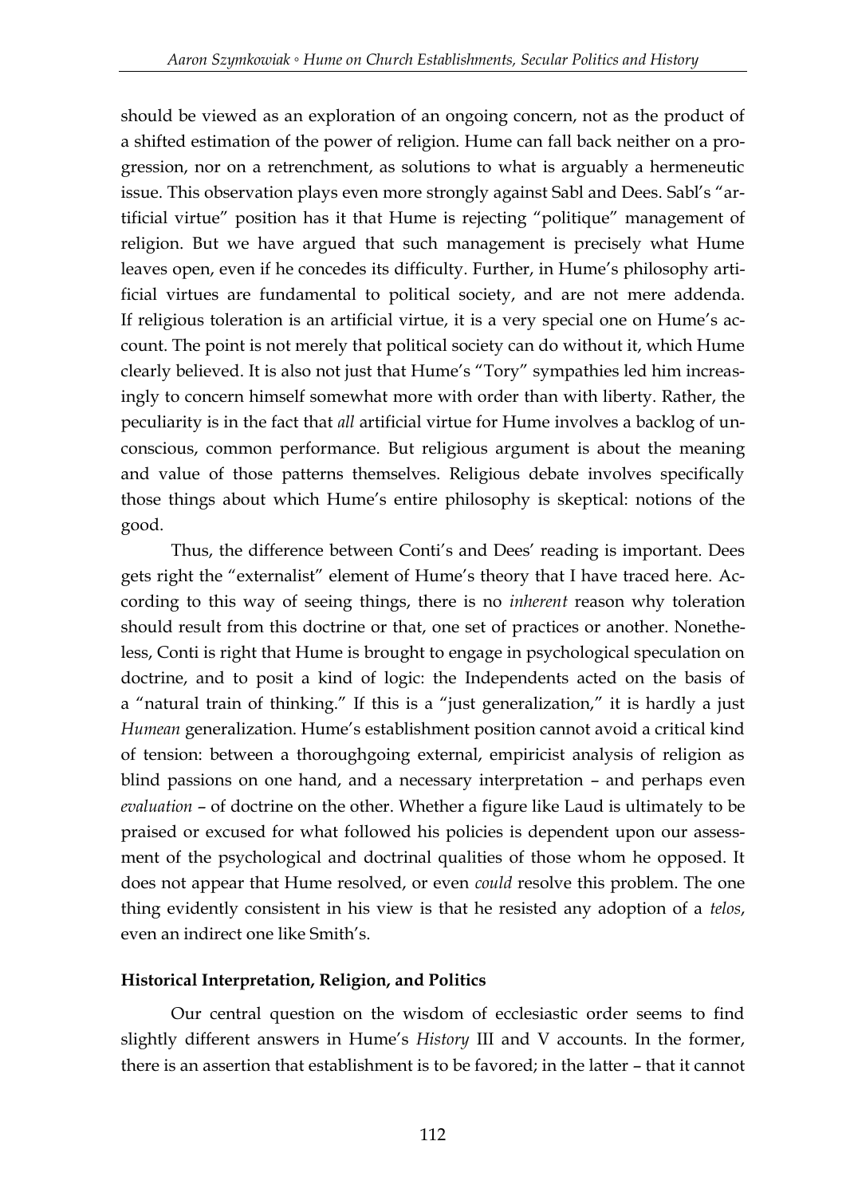should be viewed as an exploration of an ongoing concern, not as the product of a shifted estimation of the power of religion. Hume can fall back neither on a progression, nor on a retrenchment, as solutions to what is arguably a hermeneutic issue. This observation plays even more strongly against Sabl and Dees. Sabl's "artificial virtue" position has it that Hume is rejecting "politique" management of religion. But we have argued that such management is precisely what Hume leaves open, even if he concedes its difficulty. Further, in Hume's philosophy artificial virtues are fundamental to political society, and are not mere addenda. If religious toleration is an artificial virtue, it is a very special one on Hume's account. The point is not merely that political society can do without it, which Hume clearly believed. It is also not just that Hume's "Tory" sympathies led him increasingly to concern himself somewhat more with order than with liberty. Rather, the peculiarity is in the fact that *all* artificial virtue for Hume involves a backlog of unconscious, common performance. But religious argument is about the meaning and value of those patterns themselves. Religious debate involves specifically those things about which Hume's entire philosophy is skeptical: notions of the good.

Thus, the difference between Conti's and Dees' reading is important. Dees gets right the "externalist" element of Hume's theory that I have traced here. According to this way of seeing things, there is no *inherent* reason why toleration should result from this doctrine or that, one set of practices or another. Nonetheless, Conti is right that Hume is brought to engage in psychological speculation on doctrine, and to posit a kind of logic: the Independents acted on the basis of a "natural train of thinking." If this is a "just generalization," it is hardly a just *Humean* generalization. Hume's establishment position cannot avoid a critical kind of tension: between a thoroughgoing external, empiricist analysis of religion as blind passions on one hand, and a necessary interpretation – and perhaps even *evaluation* – of doctrine on the other. Whether a figure like Laud is ultimately to be praised or excused for what followed his policies is dependent upon our assessment of the psychological and doctrinal qualities of those whom he opposed. It does not appear that Hume resolved, or even *could* resolve this problem. The one thing evidently consistent in his view is that he resisted any adoption of a *telos*, even an indirect one like Smith's.

## Historical Interpretation, Religion, and Politics

Our central question on the wisdom of ecclesiastic order seems to find slightly different answers in Hume's *History* III and V accounts. In the former, there is an assertion that establishment is to be favored; in the latter – that it cannot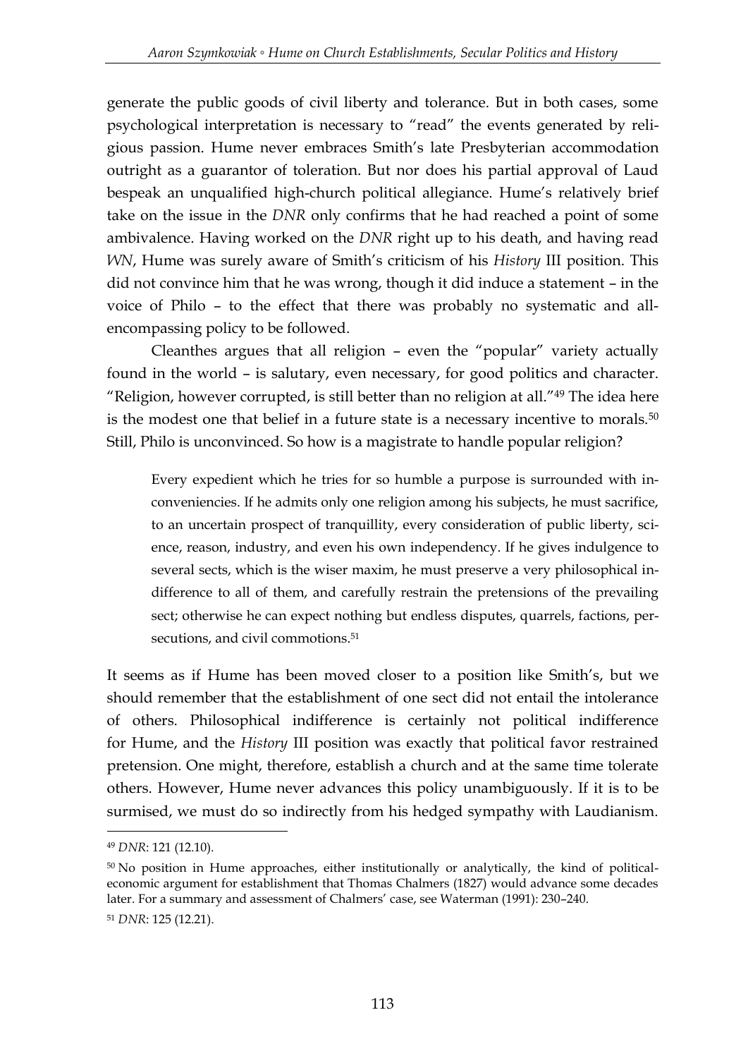generate the public goods of civil liberty and tolerance. But in both cases, some psychological interpretation is necessary to "read" the events generated by religious passion. Hume never embraces Smith's late Presbyterian accommodation outright as a guarantor of toleration. But nor does his partial approval of Laud bespeak an unqualified high-church political allegiance. Hume's relatively brief take on the issue in the *DNR* only confirms that he had reached a point of some ambivalence. Having worked on the *DNR* right up to his death, and having read *WN*, Hume was surely aware of Smith's criticism of his *History* III position. This did not convince him that he was wrong, though it did induce a statement – in the voice of Philo – to the effect that there was probably no systematic and all-encompassing policy to be followed.

Cleanthes argues that all religion – even the "popular" variety actually found in the world – is salutary, even necessary, for good politics and character. "Religion, however corrupted, is still better than no religion at all."[49] The idea here is the modest one that belief in a future state is a necessary incentive to morals.[50] Still, Philo is unconvinced. So how is a magistrate to handle popular religion?

> Every expedient which he tries for so humble a purpose is surrounded with inconveniencies. If he admits only one religion among his subjects, he must sacrifice, to an uncertain prospect of tranquillity, every consideration of public liberty, science, reason, industry, and even his own independency. If he gives indulgence to several sects, which is the wiser maxim, he must preserve a very philosophical indifference to all of them, and carefully restrain the pretensions of the prevailing sect; otherwise he can expect nothing but endless disputes, quarrels, factions, persecutions, and civil commotions.[51]

It seems as if Hume has been moved closer to a position like Smith's, but we should remember that the establishment of one sect did not entail the intolerance of others. Philosophical indifference is certainly not political indifference for Hume, and the *History* III position was exactly that political favor restrained pretension. One might, therefore, establish a church and at the same time tolerate others. However, Hume never advances this policy unambiguously. If it is to be surmised, we must do so indirectly from his hedged sympathy with Laudianism.

---

[49] *DNR*: 121 (12.10).

[50] No position in Hume approaches, either institutionally or analytically, the kind of political-economic argument for establishment that Thomas Chalmers (1827) would advance some decades later. For a summary and assessment of Chalmers' case, see Waterman (1991): 230–240.

[51] *DNR*: 125 (12.21).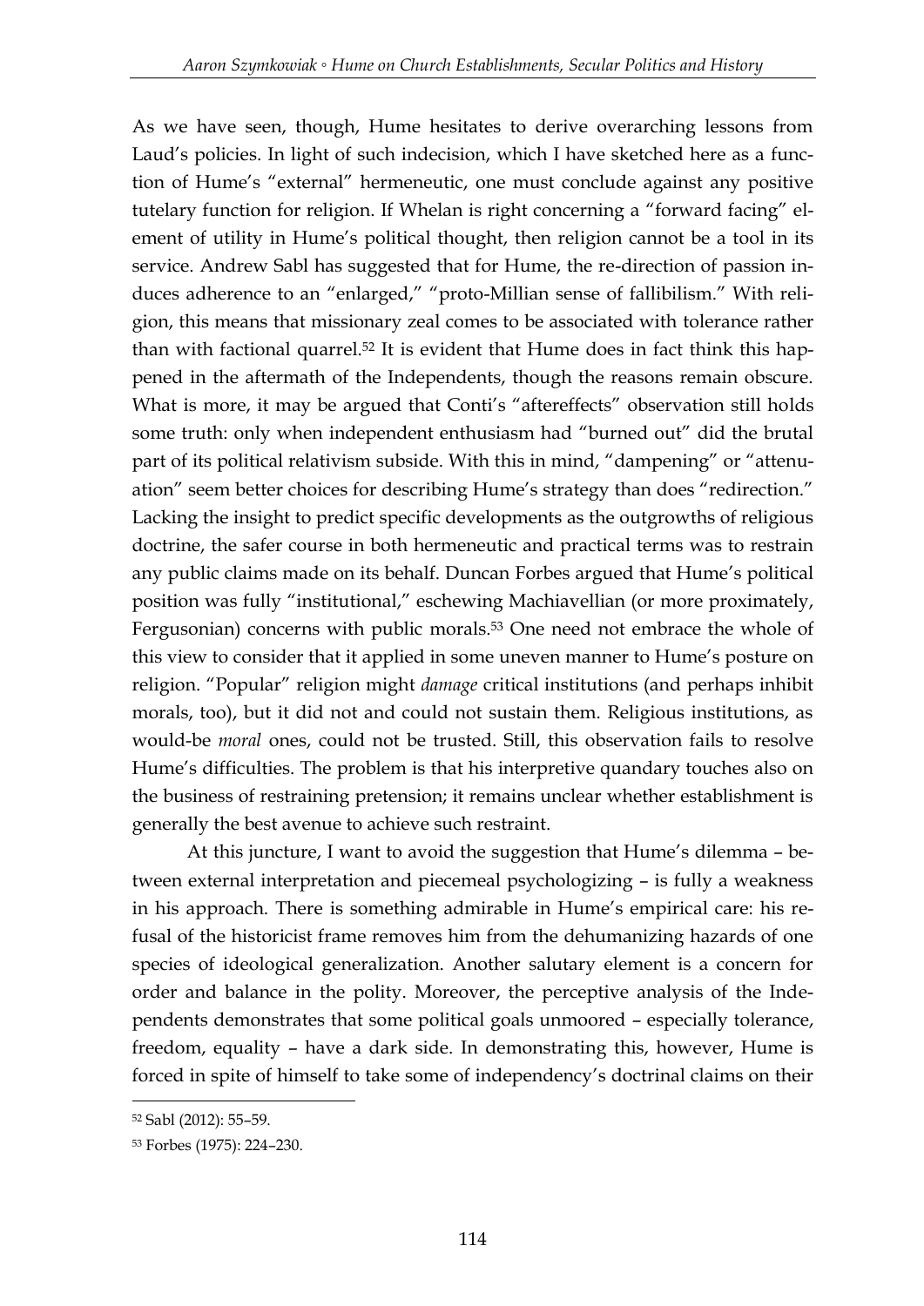As we have seen, though, Hume hesitates to derive overarching lessons from Laud's policies. In light of such indecision, which I have sketched here as a function of Hume's "external" hermeneutic, one must conclude against any positive tutelary function for religion. If Whelan is right concerning a "forward facing" element of utility in Hume's political thought, then religion cannot be a tool in its service. Andrew Sabl has suggested that for Hume, the re-direction of passion induces adherence to an "enlarged," "proto-Millian sense of fallibilism." With religion, this means that missionary zeal comes to be associated with tolerance rather than with factional quarrel.[52] It is evident that Hume does in fact think this happened in the aftermath of the Independents, though the reasons remain obscure. What is more, it may be argued that Conti's "aftereffects" observation still holds some truth: only when independent enthusiasm had "burned out" did the brutal part of its political relativism subside. With this in mind, "dampening" or "attenuation" seem better choices for describing Hume's strategy than does "redirection." Lacking the insight to predict specific developments as the outgrowths of religious doctrine, the safer course in both hermeneutic and practical terms was to restrain any public claims made on its behalf. Duncan Forbes argued that Hume's political position was fully "institutional," eschewing Machiavellian (or more proximately, Fergusonian) concerns with public morals.[53] One need not embrace the whole of this view to consider that it applied in some uneven manner to Hume's posture on religion. "Popular" religion might *damage* critical institutions (and perhaps inhibit morals, too), but it did not and could not sustain them. Religious institutions, as would-be *moral* ones, could not be trusted. Still, this observation fails to resolve Hume's difficulties. The problem is that his interpretive quandary touches also on the business of restraining pretension; it remains unclear whether establishment is generally the best avenue to achieve such restraint.

At this juncture, I want to avoid the suggestion that Hume's dilemma – between external interpretation and piecemeal psychologizing – is fully a weakness in his approach. There is something admirable in Hume's empirical care: his refusal of the historicist frame removes him from the dehumanizing hazards of one species of ideological generalization. Another salutary element is a concern for order and balance in the polity. Moreover, the perceptive analysis of the Independents demonstrates that some political goals unmoored – especially tolerance, freedom, equality – have a dark side. In demonstrating this, however, Hume is forced in spite of himself to take some of independency's doctrinal claims on their

---

[52] Sabl (2012): 55–59.

[53] Forbes (1975): 224–230.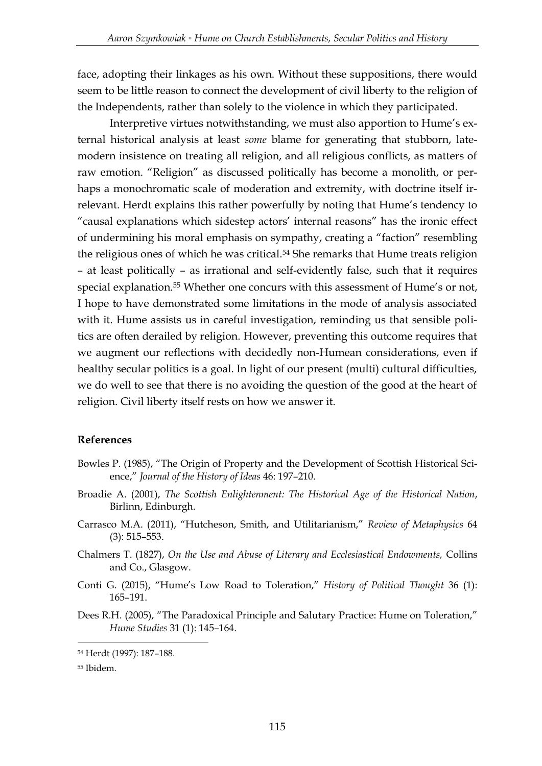face, adopting their linkages as his own. Without these suppositions, there would seem to be little reason to connect the development of civil liberty to the religion of the Independents, rather than solely to the violence in which they participated.

Interpretive virtues notwithstanding, we must also apportion to Hume's external historical analysis at least *some* blame for generating that stubborn, late-modern insistence on treating all religion, and all religious conflicts, as matters of raw emotion. "Religion" as discussed politically has become a monolith, or perhaps a monochromatic scale of moderation and extremity, with doctrine itself irrelevant. Herdt explains this rather powerfully by noting that Hume's tendency to "causal explanations which sidestep actors' internal reasons" has the ironic effect of undermining his moral emphasis on sympathy, creating a "faction" resembling the religious ones of which he was critical.[54] She remarks that Hume treats religion – at least politically – as irrational and self-evidently false, such that it requires special explanation.[55] Whether one concurs with this assessment of Hume's or not, I hope to have demonstrated some limitations in the mode of analysis associated with it. Hume assists us in careful investigation, reminding us that sensible politics are often derailed by religion. However, preventing this outcome requires that we augment our reflections with decidedly non-Humean considerations, even if healthy secular politics is a goal. In light of our present (multi) cultural difficulties, we do well to see that there is no avoiding the question of the good at the heart of religion. Civil liberty itself rests on how we answer it.

## References

Bowles P. (1985), "The Origin of Property and the Development of Scottish Historical Science," *Journal of the History of Ideas* 46: 197–210.

Broadie A. (2001), *The Scottish Enlightenment: The Historical Age of the Historical Nation*, Birlinn, Edinburgh.

Carrasco M.A. (2011), "Hutcheson, Smith, and Utilitarianism," *Review of Metaphysics* 64 (3): 515–553.

Chalmers T. (1827), *On the Use and Abuse of Literary and Ecclesiastical Endowments,* Collins and Co., Glasgow.

Conti G. (2015), "Hume's Low Road to Toleration," *History of Political Thought* 36 (1): 165–191.

Dees R.H. (2005), "The Paradoxical Principle and Salutary Practice: Hume on Toleration," *Hume Studies* 31 (1): 145–164.

---

[54] Herdt (1997): 187–188.

[55] Ibidem.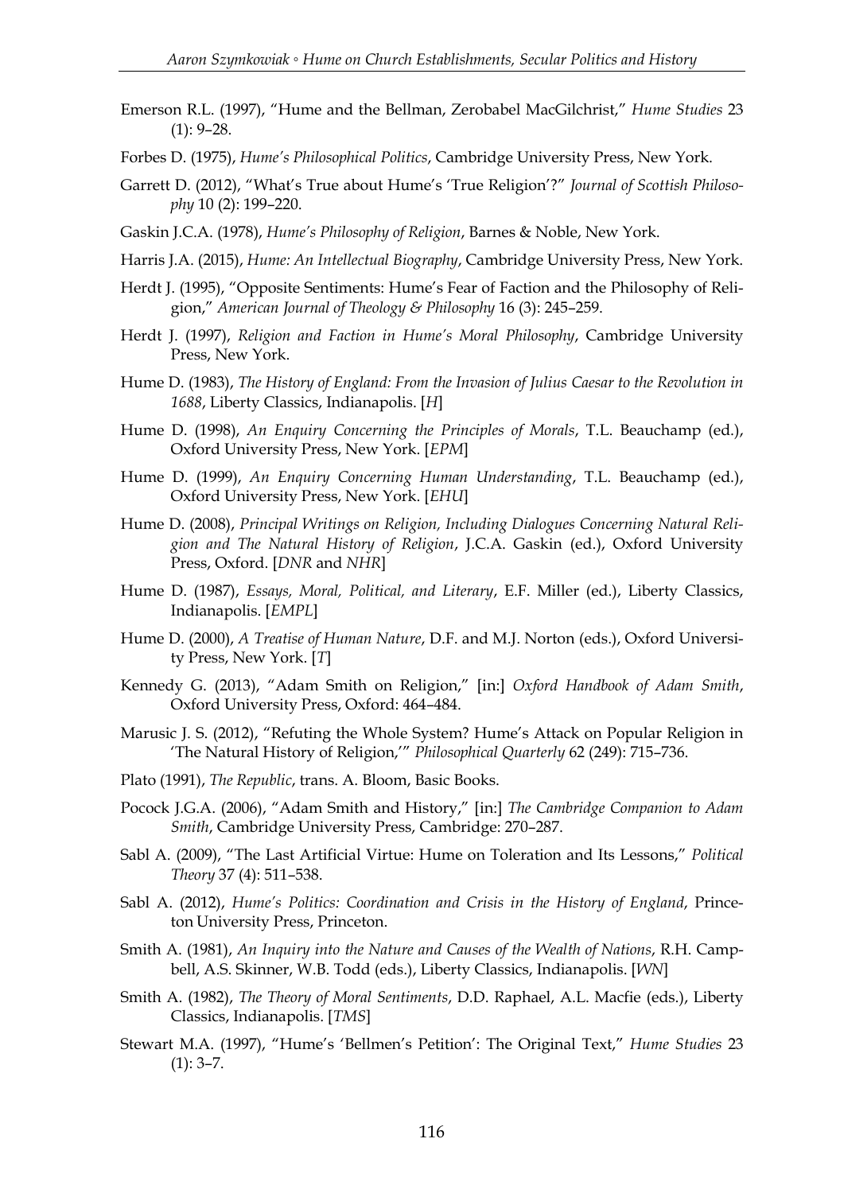Emerson R.L. (1997), "Hume and the Bellman, Zerobabel MacGilchrist," *Hume Studies* 23 (1): 9–28.

Forbes D. (1975), *Hume's Philosophical Politics*, Cambridge University Press, New York.

Garrett D. (2012), "What's True about Hume's 'True Religion'?" *Journal of Scottish Philosophy* 10 (2): 199–220.

Gaskin J.C.A. (1978), *Hume's Philosophy of Religion*, Barnes & Noble, New York.

Harris J.A. (2015), *Hume: An Intellectual Biography*, Cambridge University Press, New York.

Herdt J. (1995), "Opposite Sentiments: Hume's Fear of Faction and the Philosophy of Religion," *American Journal of Theology & Philosophy* 16 (3): 245–259.

Herdt J. (1997), *Religion and Faction in Hume's Moral Philosophy*, Cambridge University Press, New York.

Hume D. (1983), *The History of England: From the Invasion of Julius Caesar to the Revolution in 1688*, Liberty Classics, Indianapolis. [*H*]

Hume D. (1998), *An Enquiry Concerning the Principles of Morals*, T.L. Beauchamp (ed.), Oxford University Press, New York. [*EPM*]

Hume D. (1999), *An Enquiry Concerning Human Understanding*, T.L. Beauchamp (ed.), Oxford University Press, New York. [*EHU*]

Hume D. (2008), *Principal Writings on Religion, Including Dialogues Concerning Natural Religion and The Natural History of Religion*, J.C.A. Gaskin (ed.), Oxford University Press, Oxford. [*DNR* and *NHR*]

Hume D. (1987), *Essays, Moral, Political, and Literary*, E.F. Miller (ed.), Liberty Classics, Indianapolis. [*EMPL*]

Hume D. (2000), *A Treatise of Human Nature*, D.F. and M.J. Norton (eds.), Oxford University Press, New York. [*T*]

Kennedy G. (2013), "Adam Smith on Religion," [in:] *Oxford Handbook of Adam Smith*, Oxford University Press, Oxford: 464–484.

Marusic J. S. (2012), "Refuting the Whole System? Hume's Attack on Popular Religion in 'The Natural History of Religion,'" *Philosophical Quarterly* 62 (249): 715–736.

Plato (1991), *The Republic*, trans. A. Bloom, Basic Books.

Pocock J.G.A. (2006), "Adam Smith and History," [in:] *The Cambridge Companion to Adam Smith*, Cambridge University Press, Cambridge: 270–287.

Sabl A. (2009), "The Last Artificial Virtue: Hume on Toleration and Its Lessons," *Political Theory* 37 (4): 511–538.

Sabl A. (2012), *Hume's Politics: Coordination and Crisis in the History of England*, Princeton University Press, Princeton.

Smith A. (1981), *An Inquiry into the Nature and Causes of the Wealth of Nations*, R.H. Campbell, A.S. Skinner, W.B. Todd (eds.), Liberty Classics, Indianapolis. [*WN*]

Smith A. (1982), *The Theory of Moral Sentiments*, D.D. Raphael, A.L. Macfie (eds.), Liberty Classics, Indianapolis. [*TMS*]

Stewart M.A. (1997), "Hume's 'Bellmen's Petition': The Original Text," *Hume Studies* 23 (1): 3–7.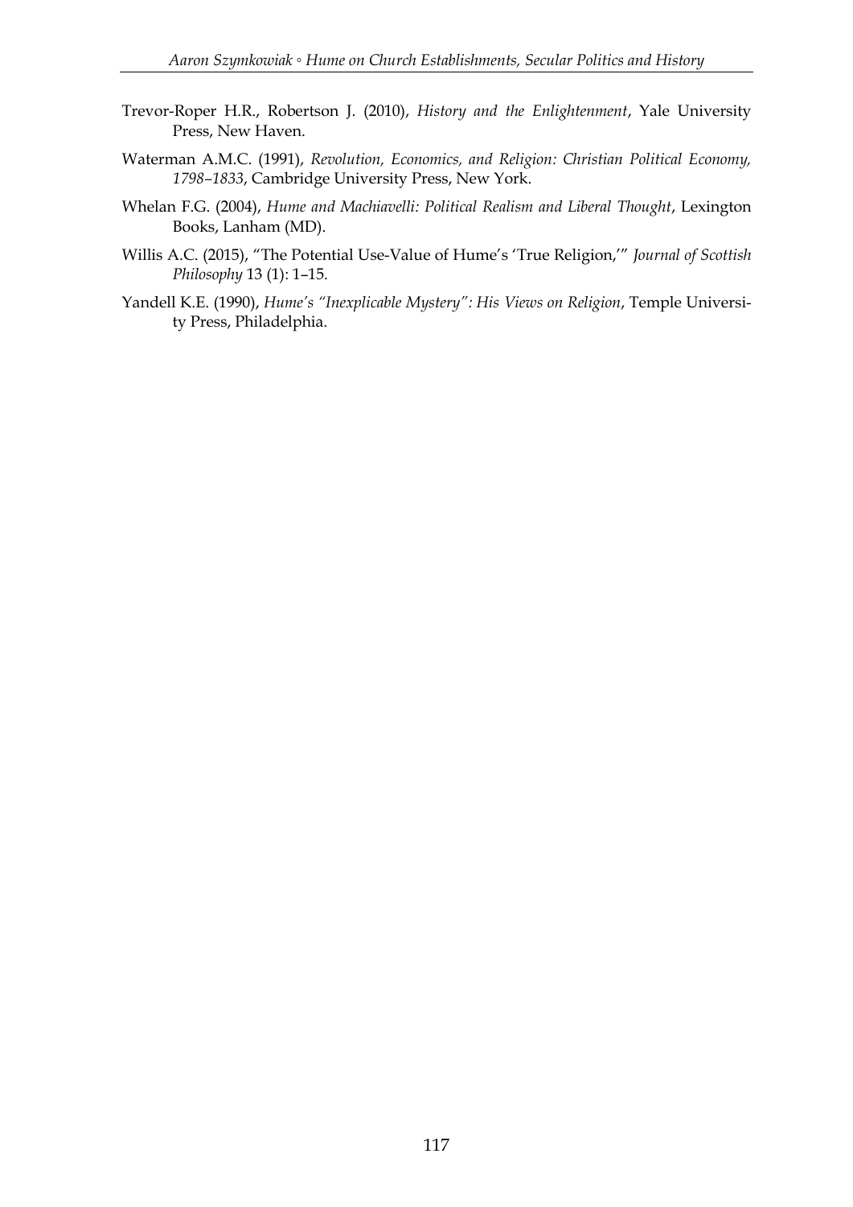Trevor-Roper H.R., Robertson J. (2010), *History and the Enlightenment*, Yale University Press, New Haven.

Waterman A.M.C. (1991), *Revolution, Economics, and Religion: Christian Political Economy, 1798–1833*, Cambridge University Press, New York.

Whelan F.G. (2004), *Hume and Machiavelli: Political Realism and Liberal Thought*, Lexington Books, Lanham (MD).

Willis A.C. (2015), "The Potential Use-Value of Hume's 'True Religion,'" *Journal of Scottish Philosophy* 13 (1): 1–15.

Yandell K.E. (1990), *Hume's "Inexplicable Mystery": His Views on Religion*, Temple University Press, Philadelphia.